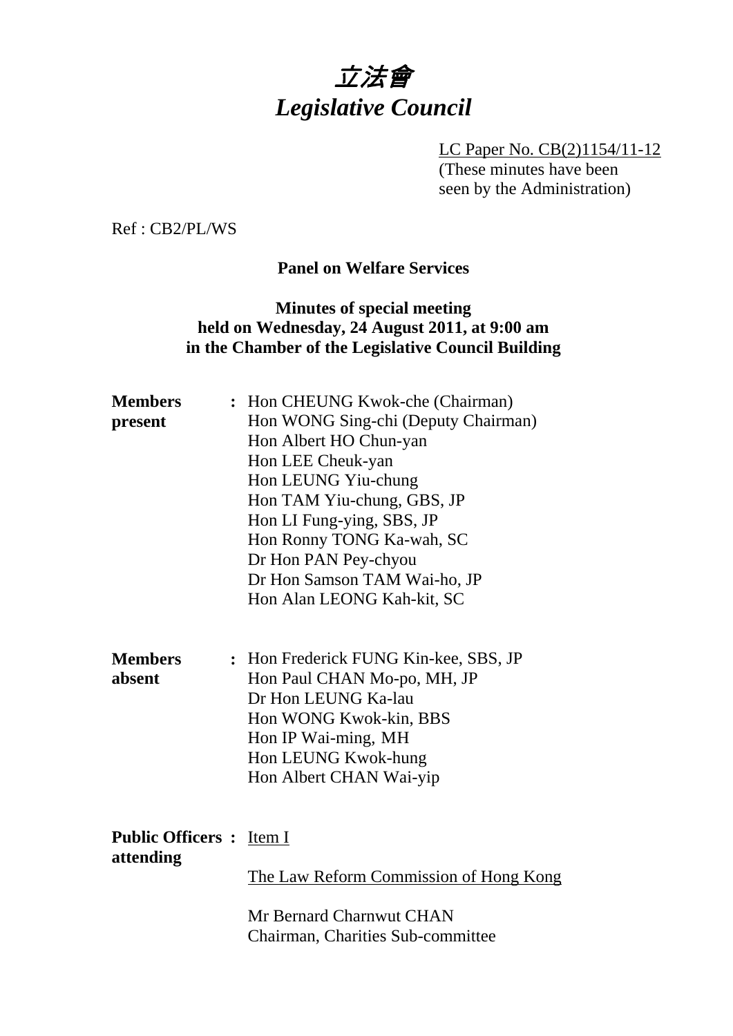# 立法會
# *Legislative Council*

LC Paper No. CB(2)1154/11-12
(These minutes have been seen by the Administration)

Ref : CB2/PL/WS

**Panel on Welfare Services**

**Minutes of special meeting held on Wednesday, 24 August 2011, at 9:00 am in the Chamber of the Legislative Council Building**

**Members present** : Hon CHEUNG Kwok-che (Chairman)
Hon WONG Sing-chi (Deputy Chairman)
Hon Albert HO Chun-yan
Hon LEE Cheuk-yan
Hon LEUNG Yiu-chung
Hon TAM Yiu-chung, GBS, JP
Hon LI Fung-ying, SBS, JP
Hon Ronny TONG Ka-wah, SC
Dr Hon PAN Pey-chyou
Dr Hon Samson TAM Wai-ho, JP
Hon Alan LEONG Kah-kit, SC

**Members absent** : Hon Frederick FUNG Kin-kee, SBS, JP
Hon Paul CHAN Mo-po, MH, JP
Dr Hon LEUNG Ka-lau
Hon WONG Kwok-kin, BBS
Hon IP Wai-ming, MH
Hon LEUNG Kwok-hung
Hon Albert CHAN Wai-yip

**Public Officers attending** : Item I

The Law Reform Commission of Hong Kong

Mr Bernard Charnwut CHAN
Chairman, Charities Sub-committee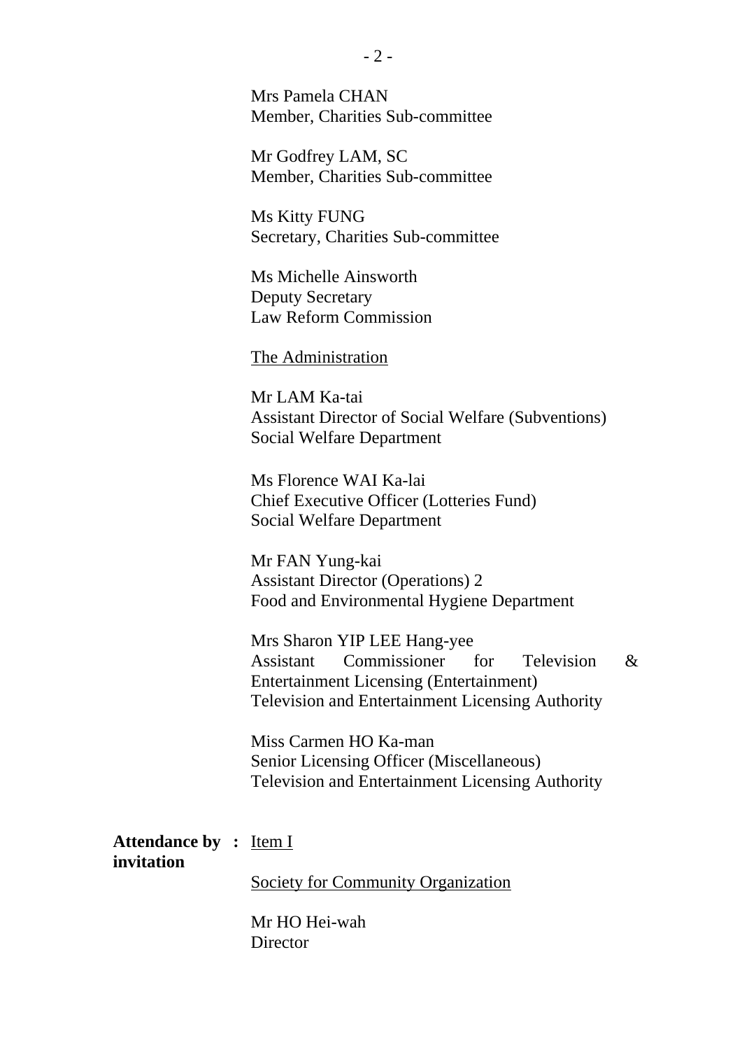Mrs Pamela CHAN
Member, Charities Sub-committee

Mr Godfrey LAM, SC
Member, Charities Sub-committee

Ms Kitty FUNG
Secretary, Charities Sub-committee

Ms Michelle Ainsworth
Deputy Secretary
Law Reform Commission

The Administration

Mr LAM Ka-tai
Assistant Director of Social Welfare (Subventions)
Social Welfare Department

Ms Florence WAI Ka-lai
Chief Executive Officer (Lotteries Fund)
Social Welfare Department

Mr FAN Yung-kai
Assistant Director (Operations) 2
Food and Environmental Hygiene Department

Mrs Sharon YIP LEE Hang-yee
Assistant Commissioner for Television & Entertainment Licensing (Entertainment)
Television and Entertainment Licensing Authority

Miss Carmen HO Ka-man
Senior Licensing Officer (Miscellaneous)
Television and Entertainment Licensing Authority

**Attendance by invitation :** Item I

Society for Community Organization

Mr HO Hei-wah
Director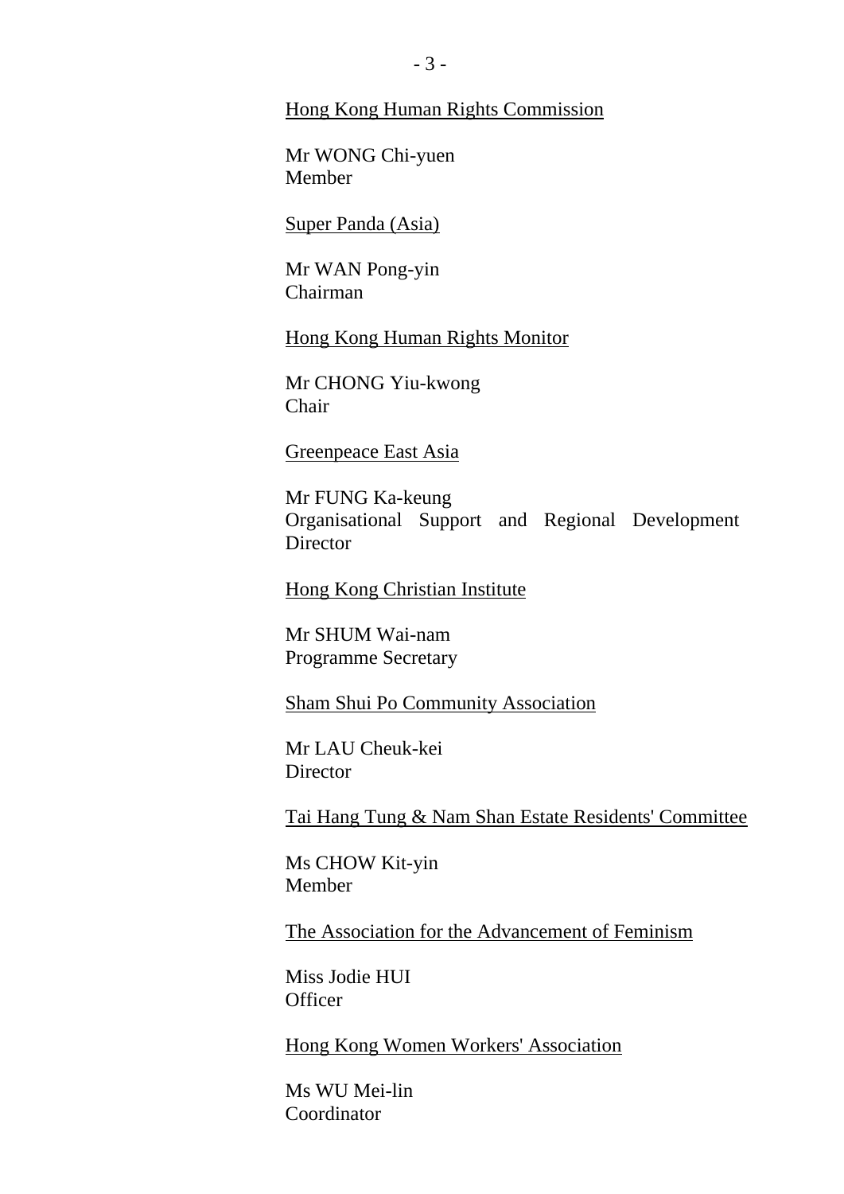<u>Hong Kong Human Rights Commission</u>

Mr WONG Chi-yuen
Member

<u>Super Panda (Asia)</u>

Mr WAN Pong-yin
Chairman

<u>Hong Kong Human Rights Monitor</u>

Mr CHONG Yiu-kwong
Chair

<u>Greenpeace East Asia</u>

Mr FUNG Ka-keung
Organisational Support and Regional Development Director

<u>Hong Kong Christian Institute</u>

Mr SHUM Wai-nam
Programme Secretary

<u>Sham Shui Po Community Association</u>

Mr LAU Cheuk-kei
Director

<u>Tai Hang Tung & Nam Shan Estate Residents' Committee</u>

Ms CHOW Kit-yin
Member

<u>The Association for the Advancement of Feminism</u>

Miss Jodie HUI
Officer

<u>Hong Kong Women Workers' Association</u>

Ms WU Mei-lin
Coordinator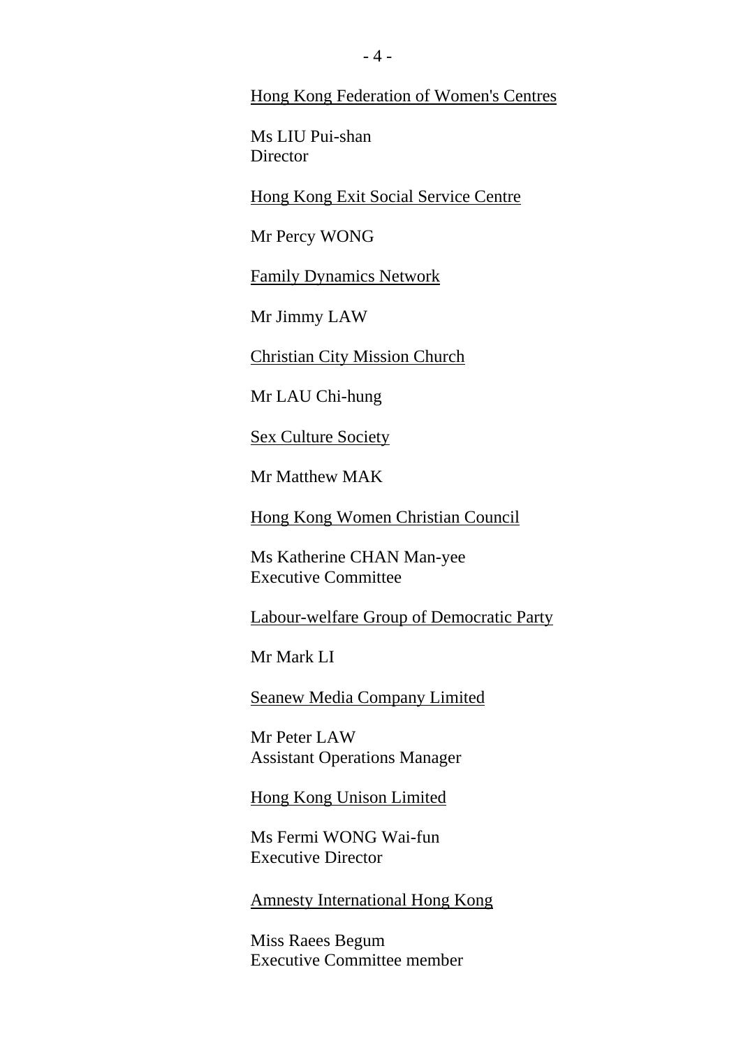<u>Hong Kong Federation of Women's Centres</u>

Ms LIU Pui-shan
Director

<u>Hong Kong Exit Social Service Centre</u>

Mr Percy WONG

<u>Family Dynamics Network</u>

Mr Jimmy LAW

<u>Christian City Mission Church</u>

Mr LAU Chi-hung

<u>Sex Culture Society</u>

Mr Matthew MAK

<u>Hong Kong Women Christian Council</u>

Ms Katherine CHAN Man-yee
Executive Committee

<u>Labour-welfare Group of Democratic Party</u>

Mr Mark LI

<u>Seanew Media Company Limited</u>

Mr Peter LAW
Assistant Operations Manager

<u>Hong Kong Unison Limited</u>

Ms Fermi WONG Wai-fun
Executive Director

<u>Amnesty International Hong Kong</u>

Miss Raees Begum
Executive Committee member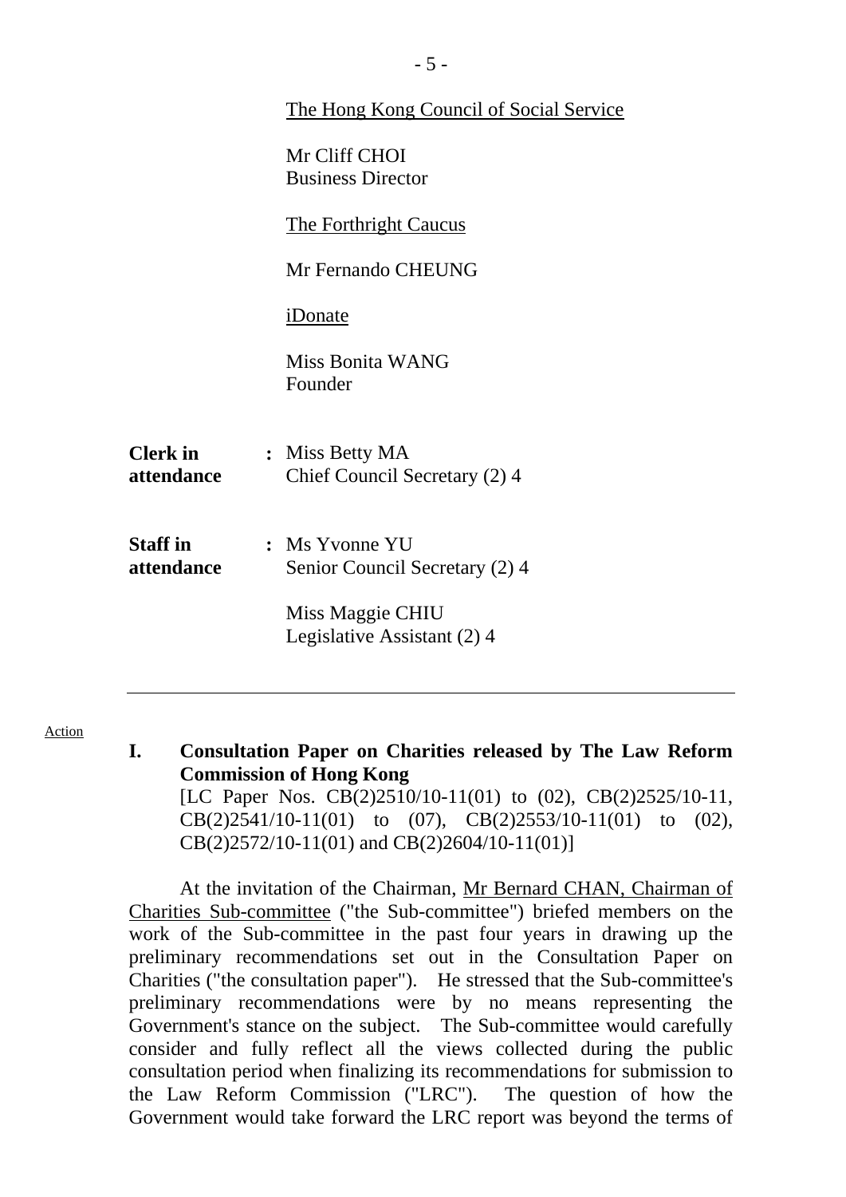The Hong Kong Council of Social Service

Mr Cliff CHOI
Business Director

The Forthright Caucus

Mr Fernando CHEUNG

iDonate

Miss Bonita WANG
Founder

**Clerk in attendance** : Miss Betty MA
Chief Council Secretary (2) 4

**Staff in attendance** : Ms Yvonne YU
Senior Council Secretary (2) 4

Miss Maggie CHIU
Legislative Assistant (2) 4

---

Action

**I. Consultation Paper on Charities released by The Law Reform Commission of Hong Kong**

[LC Paper Nos. CB(2)2510/10-11(01) to (02), CB(2)2525/10-11, CB(2)2541/10-11(01) to (07), CB(2)2553/10-11(01) to (02), CB(2)2572/10-11(01) and CB(2)2604/10-11(01)]

At the invitation of the Chairman, Mr Bernard CHAN, Chairman of Charities Sub-committee ("the Sub-committee") briefed members on the work of the Sub-committee in the past four years in drawing up the preliminary recommendations set out in the Consultation Paper on Charities ("the consultation paper"). He stressed that the Sub-committee's preliminary recommendations were by no means representing the Government's stance on the subject. The Sub-committee would carefully consider and fully reflect all the views collected during the public consultation period when finalizing its recommendations for submission to the Law Reform Commission ("LRC"). The question of how the Government would take forward the LRC report was beyond the terms of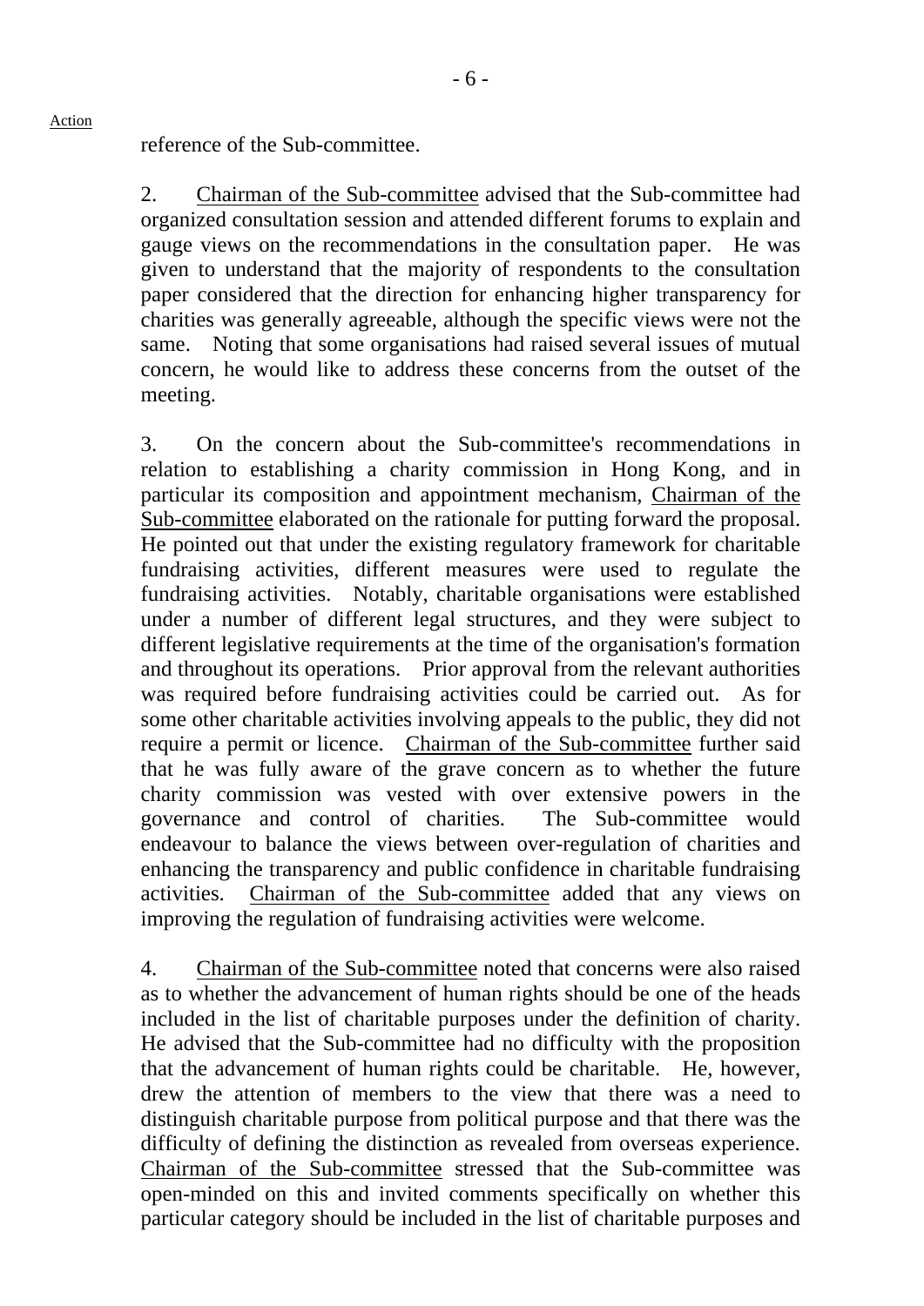Action

reference of the Sub-committee.

2. Chairman of the Sub-committee advised that the Sub-committee had organized consultation session and attended different forums to explain and gauge views on the recommendations in the consultation paper. He was given to understand that the majority of respondents to the consultation paper considered that the direction for enhancing higher transparency for charities was generally agreeable, although the specific views were not the same. Noting that some organisations had raised several issues of mutual concern, he would like to address these concerns from the outset of the meeting.

3. On the concern about the Sub-committee's recommendations in relation to establishing a charity commission in Hong Kong, and in particular its composition and appointment mechanism, Chairman of the Sub-committee elaborated on the rationale for putting forward the proposal. He pointed out that under the existing regulatory framework for charitable fundraising activities, different measures were used to regulate the fundraising activities. Notably, charitable organisations were established under a number of different legal structures, and they were subject to different legislative requirements at the time of the organisation's formation and throughout its operations. Prior approval from the relevant authorities was required before fundraising activities could be carried out. As for some other charitable activities involving appeals to the public, they did not require a permit or licence. Chairman of the Sub-committee further said that he was fully aware of the grave concern as to whether the future charity commission was vested with over extensive powers in the governance and control of charities. The Sub-committee would endeavour to balance the views between over-regulation of charities and enhancing the transparency and public confidence in charitable fundraising activities. Chairman of the Sub-committee added that any views on improving the regulation of fundraising activities were welcome.

4. Chairman of the Sub-committee noted that concerns were also raised as to whether the advancement of human rights should be one of the heads included in the list of charitable purposes under the definition of charity. He advised that the Sub-committee had no difficulty with the proposition that the advancement of human rights could be charitable. He, however, drew the attention of members to the view that there was a need to distinguish charitable purpose from political purpose and that there was the difficulty of defining the distinction as revealed from overseas experience. Chairman of the Sub-committee stressed that the Sub-committee was open-minded on this and invited comments specifically on whether this particular category should be included in the list of charitable purposes and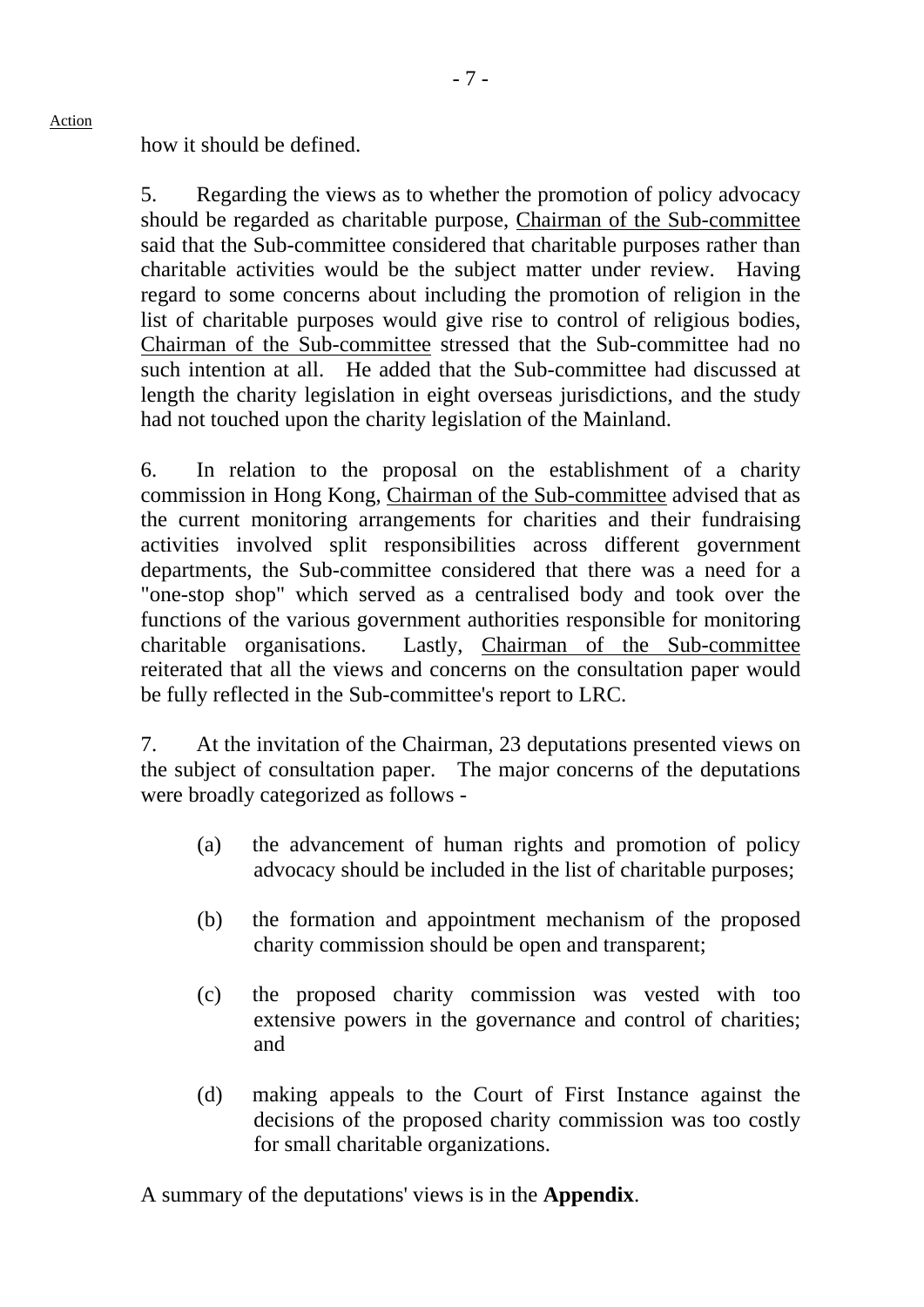Action

how it should be defined.

5. Regarding the views as to whether the promotion of policy advocacy should be regarded as charitable purpose, Chairman of the Sub-committee said that the Sub-committee considered that charitable purposes rather than charitable activities would be the subject matter under review. Having regard to some concerns about including the promotion of religion in the list of charitable purposes would give rise to control of religious bodies, Chairman of the Sub-committee stressed that the Sub-committee had no such intention at all. He added that the Sub-committee had discussed at length the charity legislation in eight overseas jurisdictions, and the study had not touched upon the charity legislation of the Mainland.

6. In relation to the proposal on the establishment of a charity commission in Hong Kong, Chairman of the Sub-committee advised that as the current monitoring arrangements for charities and their fundraising activities involved split responsibilities across different government departments, the Sub-committee considered that there was a need for a "one-stop shop" which served as a centralised body and took over the functions of the various government authorities responsible for monitoring charitable organisations. Lastly, Chairman of the Sub-committee reiterated that all the views and concerns on the consultation paper would be fully reflected in the Sub-committee's report to LRC.

7. At the invitation of the Chairman, 23 deputations presented views on the subject of consultation paper. The major concerns of the deputations were broadly categorized as follows -

(a) the advancement of human rights and promotion of policy advocacy should be included in the list of charitable purposes;

(b) the formation and appointment mechanism of the proposed charity commission should be open and transparent;

(c) the proposed charity commission was vested with too extensive powers in the governance and control of charities; and

(d) making appeals to the Court of First Instance against the decisions of the proposed charity commission was too costly for small charitable organizations.

A summary of the deputations' views is in the **Appendix**.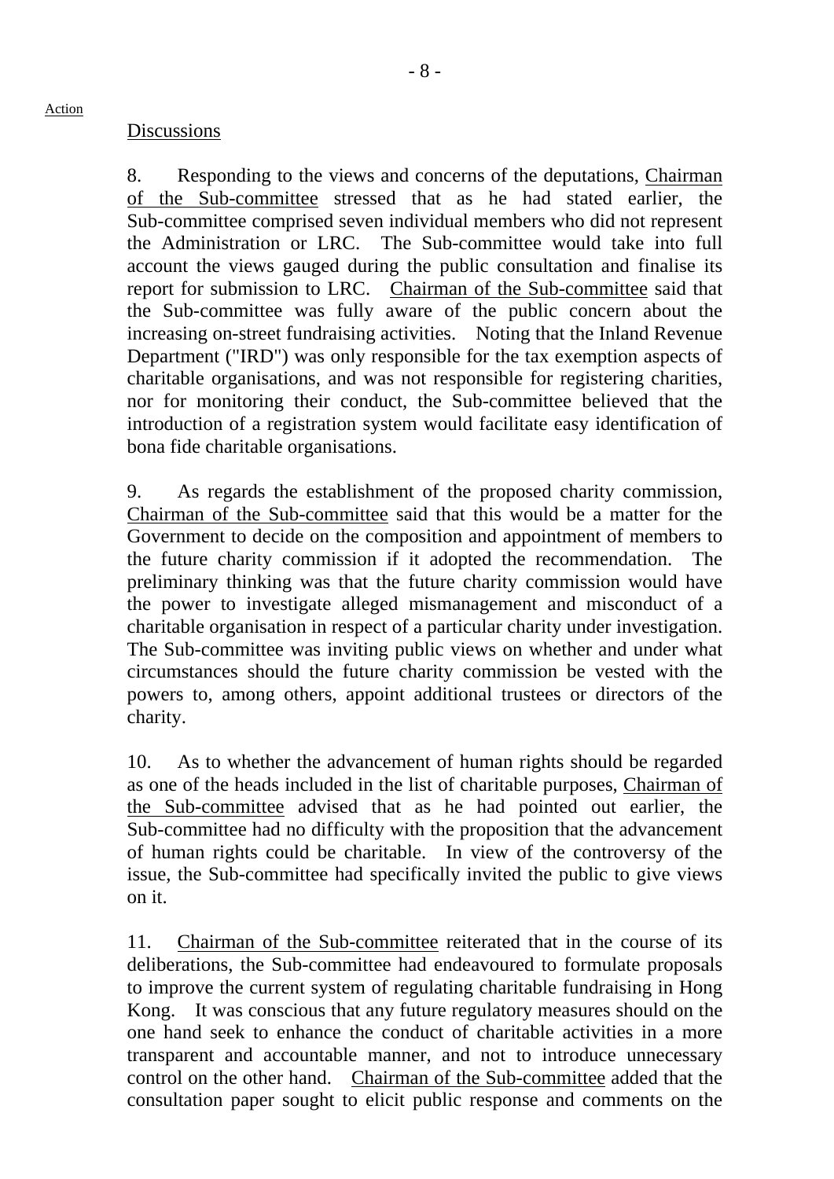Action

Discussions

8. Responding to the views and concerns of the deputations, Chairman of the Sub-committee stressed that as he had stated earlier, the Sub-committee comprised seven individual members who did not represent the Administration or LRC. The Sub-committee would take into full account the views gauged during the public consultation and finalise its report for submission to LRC. Chairman of the Sub-committee said that the Sub-committee was fully aware of the public concern about the increasing on-street fundraising activities. Noting that the Inland Revenue Department ("IRD") was only responsible for the tax exemption aspects of charitable organisations, and was not responsible for registering charities, nor for monitoring their conduct, the Sub-committee believed that the introduction of a registration system would facilitate easy identification of bona fide charitable organisations.

9. As regards the establishment of the proposed charity commission, Chairman of the Sub-committee said that this would be a matter for the Government to decide on the composition and appointment of members to the future charity commission if it adopted the recommendation. The preliminary thinking was that the future charity commission would have the power to investigate alleged mismanagement and misconduct of a charitable organisation in respect of a particular charity under investigation. The Sub-committee was inviting public views on whether and under what circumstances should the future charity commission be vested with the powers to, among others, appoint additional trustees or directors of the charity.

10. As to whether the advancement of human rights should be regarded as one of the heads included in the list of charitable purposes, Chairman of the Sub-committee advised that as he had pointed out earlier, the Sub-committee had no difficulty with the proposition that the advancement of human rights could be charitable. In view of the controversy of the issue, the Sub-committee had specifically invited the public to give views on it.

11. Chairman of the Sub-committee reiterated that in the course of its deliberations, the Sub-committee had endeavoured to formulate proposals to improve the current system of regulating charitable fundraising in Hong Kong. It was conscious that any future regulatory measures should on the one hand seek to enhance the conduct of charitable activities in a more transparent and accountable manner, and not to introduce unnecessary control on the other hand. Chairman of the Sub-committee added that the consultation paper sought to elicit public response and comments on the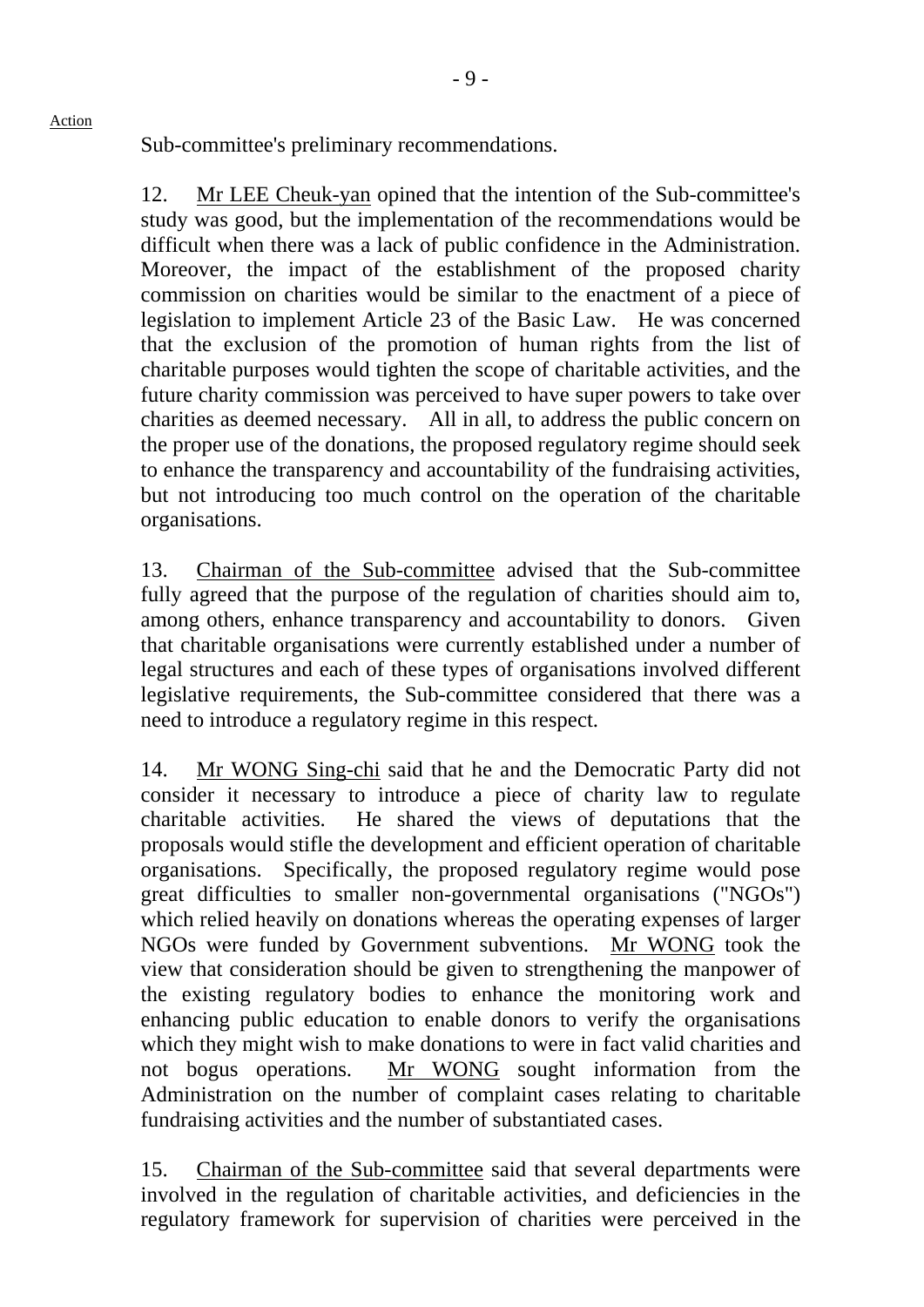Sub-committee's preliminary recommendations.

12. Mr LEE Cheuk-yan opined that the intention of the Sub-committee's study was good, but the implementation of the recommendations would be difficult when there was a lack of public confidence in the Administration. Moreover, the impact of the establishment of the proposed charity commission on charities would be similar to the enactment of a piece of legislation to implement Article 23 of the Basic Law. He was concerned that the exclusion of the promotion of human rights from the list of charitable purposes would tighten the scope of charitable activities, and the future charity commission was perceived to have super powers to take over charities as deemed necessary. All in all, to address the public concern on the proper use of the donations, the proposed regulatory regime should seek to enhance the transparency and accountability of the fundraising activities, but not introducing too much control on the operation of the charitable organisations.

13. Chairman of the Sub-committee advised that the Sub-committee fully agreed that the purpose of the regulation of charities should aim to, among others, enhance transparency and accountability to donors. Given that charitable organisations were currently established under a number of legal structures and each of these types of organisations involved different legislative requirements, the Sub-committee considered that there was a need to introduce a regulatory regime in this respect.

14. Mr WONG Sing-chi said that he and the Democratic Party did not consider it necessary to introduce a piece of charity law to regulate charitable activities. He shared the views of deputations that the proposals would stifle the development and efficient operation of charitable organisations. Specifically, the proposed regulatory regime would pose great difficulties to smaller non-governmental organisations ("NGOs") which relied heavily on donations whereas the operating expenses of larger NGOs were funded by Government subventions. Mr WONG took the view that consideration should be given to strengthening the manpower of the existing regulatory bodies to enhance the monitoring work and enhancing public education to enable donors to verify the organisations which they might wish to make donations to were in fact valid charities and not bogus operations. Mr WONG sought information from the Administration on the number of complaint cases relating to charitable fundraising activities and the number of substantiated cases.

15. Chairman of the Sub-committee said that several departments were involved in the regulation of charitable activities, and deficiencies in the regulatory framework for supervision of charities were perceived in the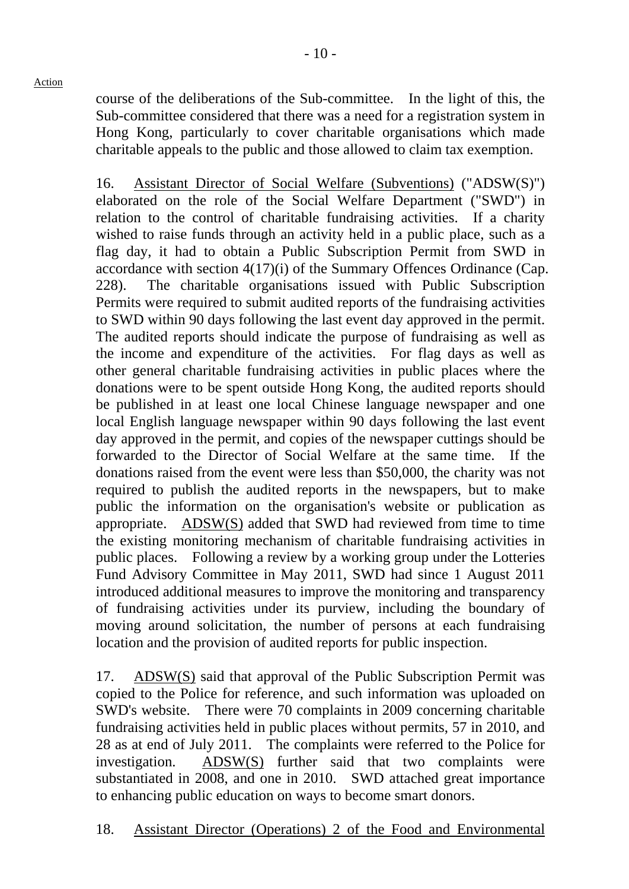Action

course of the deliberations of the Sub-committee. In the light of this, the Sub-committee considered that there was a need for a registration system in Hong Kong, particularly to cover charitable organisations which made charitable appeals to the public and those allowed to claim tax exemption.

16. Assistant Director of Social Welfare (Subventions) ("ADSW(S)") elaborated on the role of the Social Welfare Department ("SWD") in relation to the control of charitable fundraising activities. If a charity wished to raise funds through an activity held in a public place, such as a flag day, it had to obtain a Public Subscription Permit from SWD in accordance with section 4(17)(i) of the Summary Offences Ordinance (Cap. 228). The charitable organisations issued with Public Subscription Permits were required to submit audited reports of the fundraising activities to SWD within 90 days following the last event day approved in the permit. The audited reports should indicate the purpose of fundraising as well as the income and expenditure of the activities. For flag days as well as other general charitable fundraising activities in public places where the donations were to be spent outside Hong Kong, the audited reports should be published in at least one local Chinese language newspaper and one local English language newspaper within 90 days following the last event day approved in the permit, and copies of the newspaper cuttings should be forwarded to the Director of Social Welfare at the same time. If the donations raised from the event were less than $50,000, the charity was not required to publish the audited reports in the newspapers, but to make public the information on the organisation's website or publication as appropriate. ADSW(S) added that SWD had reviewed from time to time the existing monitoring mechanism of charitable fundraising activities in public places. Following a review by a working group under the Lotteries Fund Advisory Committee in May 2011, SWD had since 1 August 2011 introduced additional measures to improve the monitoring and transparency of fundraising activities under its purview, including the boundary of moving around solicitation, the number of persons at each fundraising location and the provision of audited reports for public inspection.

17. ADSW(S) said that approval of the Public Subscription Permit was copied to the Police for reference, and such information was uploaded on SWD's website. There were 70 complaints in 2009 concerning charitable fundraising activities held in public places without permits, 57 in 2010, and 28 as at end of July 2011. The complaints were referred to the Police for investigation. ADSW(S) further said that two complaints were substantiated in 2008, and one in 2010. SWD attached great importance to enhancing public education on ways to become smart donors.

18. Assistant Director (Operations) 2 of the Food and Environmental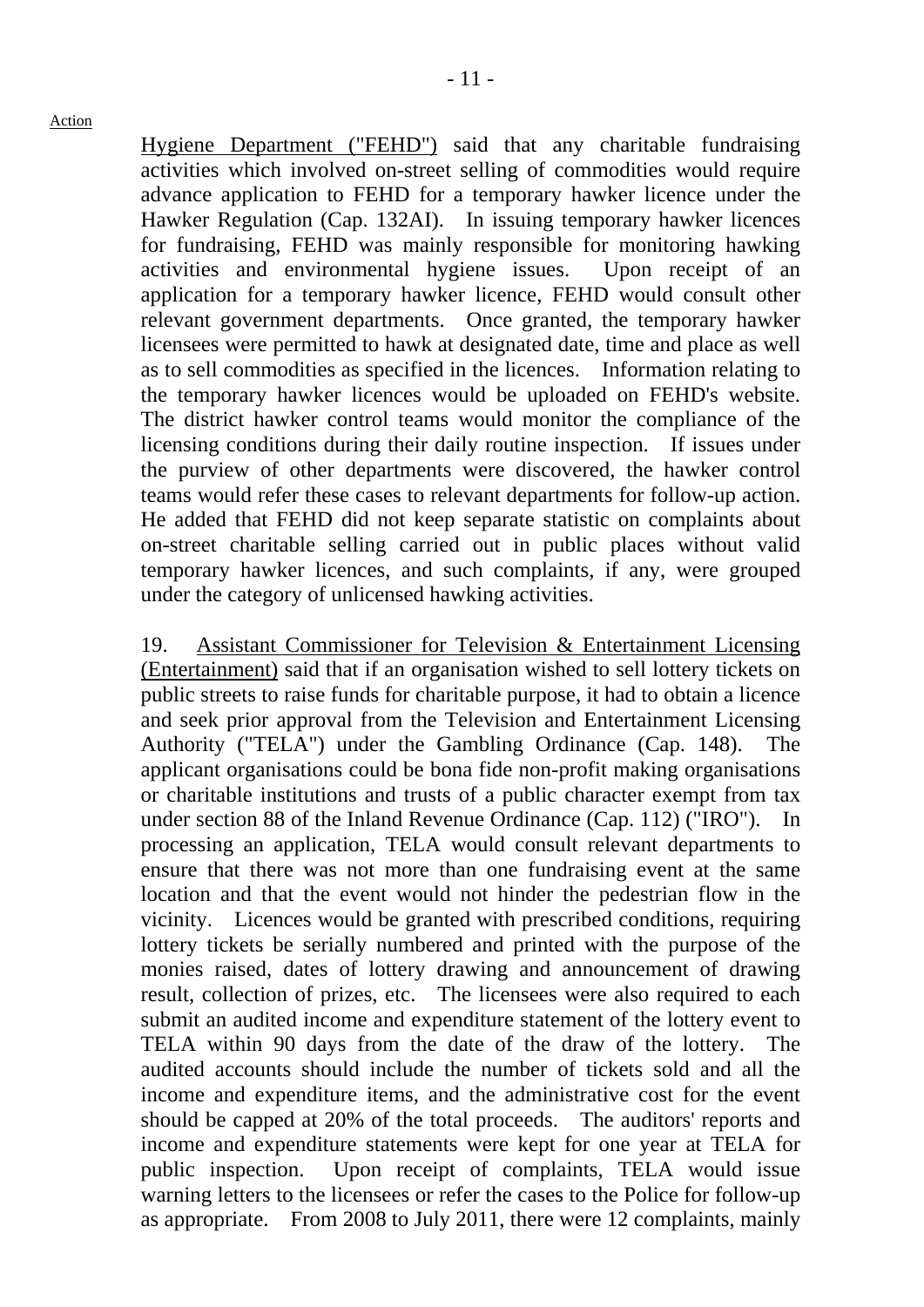Hygiene Department ("FEHD") said that any charitable fundraising activities which involved on-street selling of commodities would require advance application to FEHD for a temporary hawker licence under the Hawker Regulation (Cap. 132AI). In issuing temporary hawker licences for fundraising, FEHD was mainly responsible for monitoring hawking activities and environmental hygiene issues. Upon receipt of an application for a temporary hawker licence, FEHD would consult other relevant government departments. Once granted, the temporary hawker licensees were permitted to hawk at designated date, time and place as well as to sell commodities as specified in the licences. Information relating to the temporary hawker licences would be uploaded on FEHD's website. The district hawker control teams would monitor the compliance of the licensing conditions during their daily routine inspection. If issues under the purview of other departments were discovered, the hawker control teams would refer these cases to relevant departments for follow-up action. He added that FEHD did not keep separate statistic on complaints about on-street charitable selling carried out in public places without valid temporary hawker licences, and such complaints, if any, were grouped under the category of unlicensed hawking activities.

19. Assistant Commissioner for Television & Entertainment Licensing (Entertainment) said that if an organisation wished to sell lottery tickets on public streets to raise funds for charitable purpose, it had to obtain a licence and seek prior approval from the Television and Entertainment Licensing Authority ("TELA") under the Gambling Ordinance (Cap. 148). The applicant organisations could be bona fide non-profit making organisations or charitable institutions and trusts of a public character exempt from tax under section 88 of the Inland Revenue Ordinance (Cap. 112) ("IRO"). In processing an application, TELA would consult relevant departments to ensure that there was not more than one fundraising event at the same location and that the event would not hinder the pedestrian flow in the vicinity. Licences would be granted with prescribed conditions, requiring lottery tickets be serially numbered and printed with the purpose of the monies raised, dates of lottery drawing and announcement of drawing result, collection of prizes, etc. The licensees were also required to each submit an audited income and expenditure statement of the lottery event to TELA within 90 days from the date of the draw of the lottery. The audited accounts should include the number of tickets sold and all the income and expenditure items, and the administrative cost for the event should be capped at 20% of the total proceeds. The auditors' reports and income and expenditure statements were kept for one year at TELA for public inspection. Upon receipt of complaints, TELA would issue warning letters to the licensees or refer the cases to the Police for follow-up as appropriate. From 2008 to July 2011, there were 12 complaints, mainly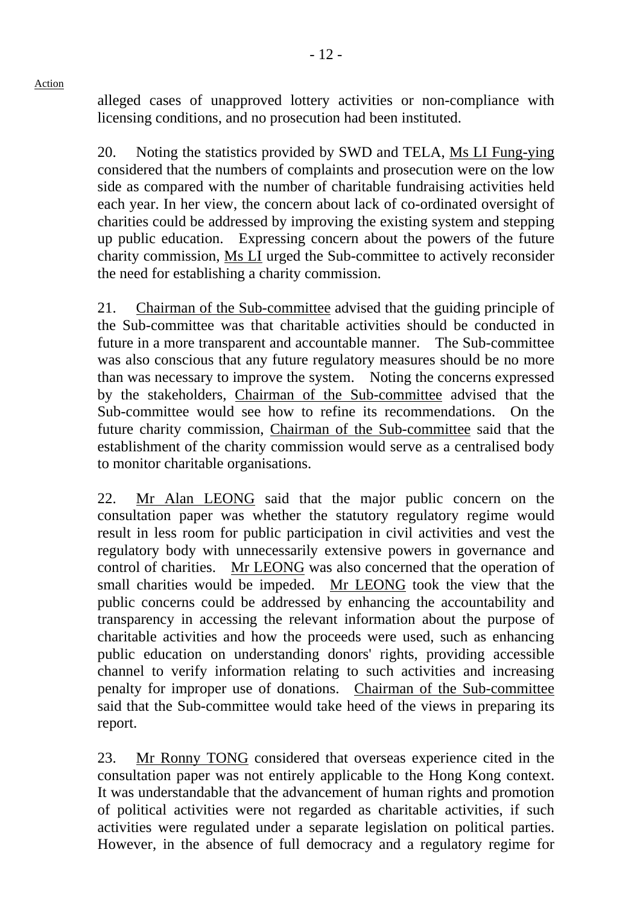Action

alleged cases of unapproved lottery activities or non-compliance with licensing conditions, and no prosecution had been instituted.

20. Noting the statistics provided by SWD and TELA, Ms LI Fung-ying considered that the numbers of complaints and prosecution were on the low side as compared with the number of charitable fundraising activities held each year. In her view, the concern about lack of co-ordinated oversight of charities could be addressed by improving the existing system and stepping up public education. Expressing concern about the powers of the future charity commission, Ms LI urged the Sub-committee to actively reconsider the need for establishing a charity commission.

21. Chairman of the Sub-committee advised that the guiding principle of the Sub-committee was that charitable activities should be conducted in future in a more transparent and accountable manner. The Sub-committee was also conscious that any future regulatory measures should be no more than was necessary to improve the system. Noting the concerns expressed by the stakeholders, Chairman of the Sub-committee advised that the Sub-committee would see how to refine its recommendations. On the future charity commission, Chairman of the Sub-committee said that the establishment of the charity commission would serve as a centralised body to monitor charitable organisations.

22. Mr Alan LEONG said that the major public concern on the consultation paper was whether the statutory regulatory regime would result in less room for public participation in civil activities and vest the regulatory body with unnecessarily extensive powers in governance and control of charities. Mr LEONG was also concerned that the operation of small charities would be impeded. Mr LEONG took the view that the public concerns could be addressed by enhancing the accountability and transparency in accessing the relevant information about the purpose of charitable activities and how the proceeds were used, such as enhancing public education on understanding donors' rights, providing accessible channel to verify information relating to such activities and increasing penalty for improper use of donations. Chairman of the Sub-committee said that the Sub-committee would take heed of the views in preparing its report.

23. Mr Ronny TONG considered that overseas experience cited in the consultation paper was not entirely applicable to the Hong Kong context. It was understandable that the advancement of human rights and promotion of political activities were not regarded as charitable activities, if such activities were regulated under a separate legislation on political parties. However, in the absence of full democracy and a regulatory regime for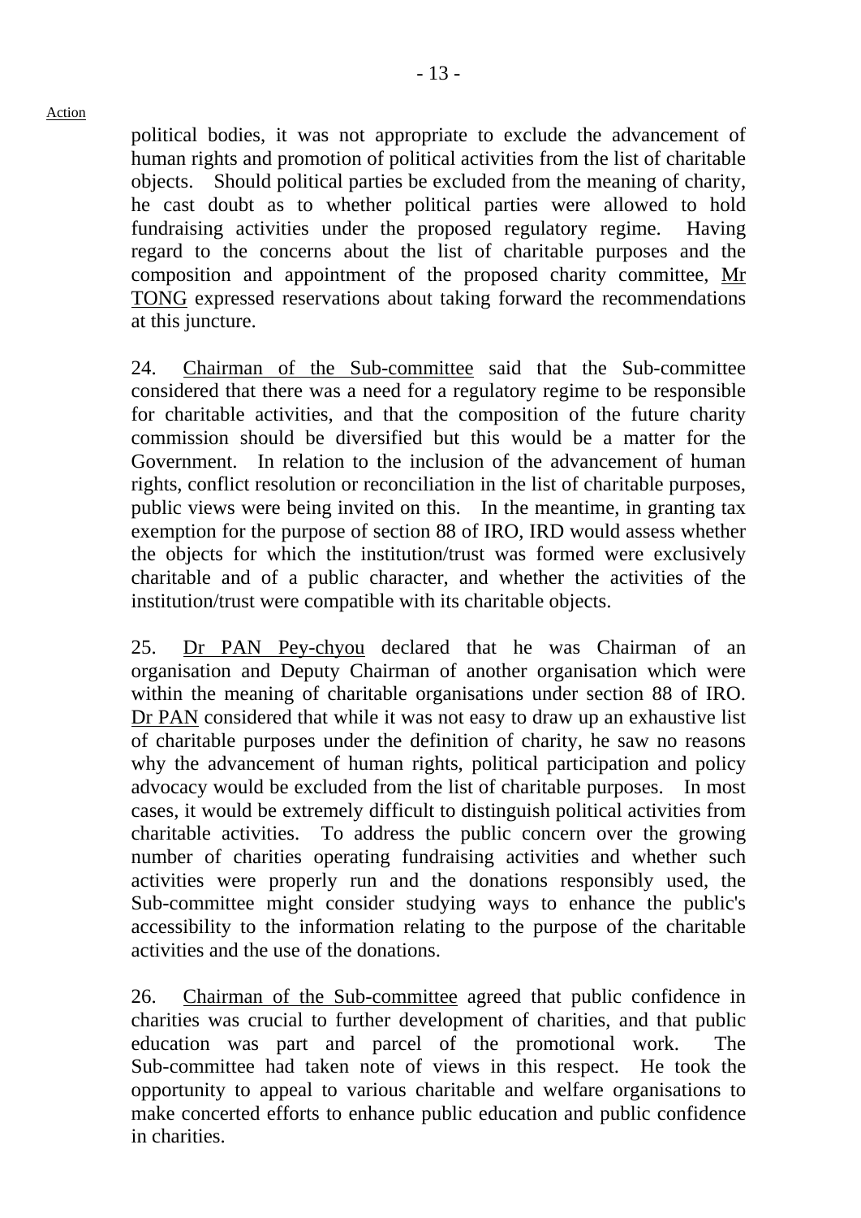Action

political bodies, it was not appropriate to exclude the advancement of human rights and promotion of political activities from the list of charitable objects. Should political parties be excluded from the meaning of charity, he cast doubt as to whether political parties were allowed to hold fundraising activities under the proposed regulatory regime. Having regard to the concerns about the list of charitable purposes and the composition and appointment of the proposed charity committee, Mr TONG expressed reservations about taking forward the recommendations at this juncture.

24. Chairman of the Sub-committee said that the Sub-committee considered that there was a need for a regulatory regime to be responsible for charitable activities, and that the composition of the future charity commission should be diversified but this would be a matter for the Government. In relation to the inclusion of the advancement of human rights, conflict resolution or reconciliation in the list of charitable purposes, public views were being invited on this. In the meantime, in granting tax exemption for the purpose of section 88 of IRO, IRD would assess whether the objects for which the institution/trust was formed were exclusively charitable and of a public character, and whether the activities of the institution/trust were compatible with its charitable objects.

25. Dr PAN Pey-chyou declared that he was Chairman of an organisation and Deputy Chairman of another organisation which were within the meaning of charitable organisations under section 88 of IRO. Dr PAN considered that while it was not easy to draw up an exhaustive list of charitable purposes under the definition of charity, he saw no reasons why the advancement of human rights, political participation and policy advocacy would be excluded from the list of charitable purposes. In most cases, it would be extremely difficult to distinguish political activities from charitable activities. To address the public concern over the growing number of charities operating fundraising activities and whether such activities were properly run and the donations responsibly used, the Sub-committee might consider studying ways to enhance the public's accessibility to the information relating to the purpose of the charitable activities and the use of the donations.

26. Chairman of the Sub-committee agreed that public confidence in charities was crucial to further development of charities, and that public education was part and parcel of the promotional work. The Sub-committee had taken note of views in this respect. He took the opportunity to appeal to various charitable and welfare organisations to make concerted efforts to enhance public education and public confidence in charities.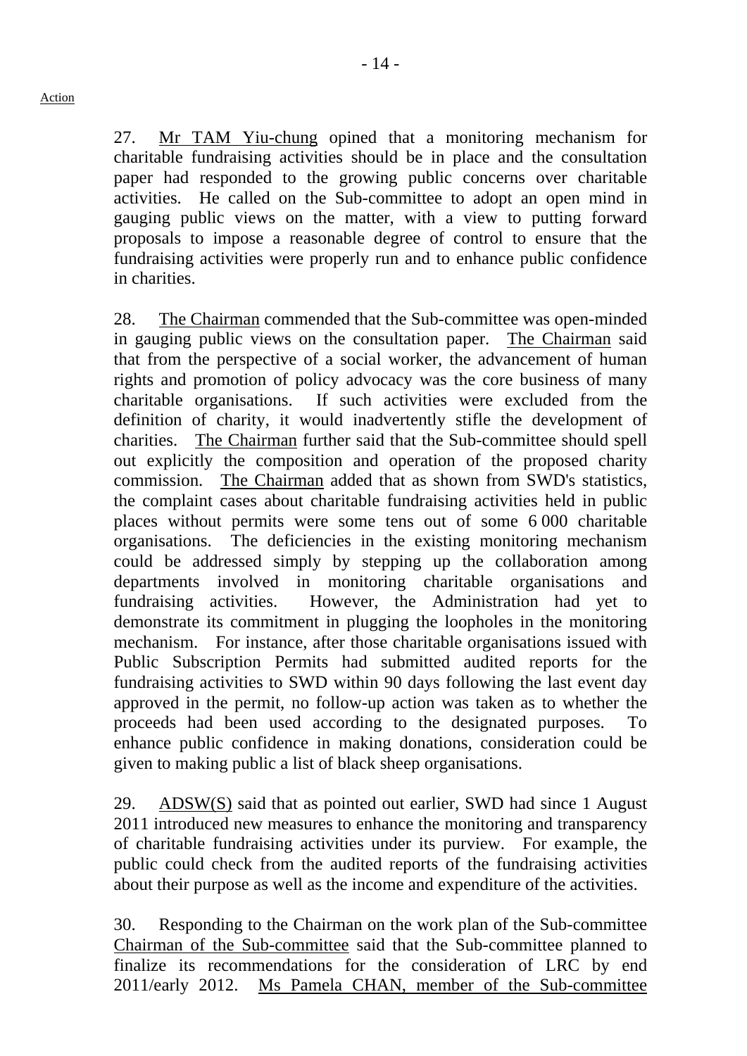Action

27. Mr TAM Yiu-chung opined that a monitoring mechanism for charitable fundraising activities should be in place and the consultation paper had responded to the growing public concerns over charitable activities. He called on the Sub-committee to adopt an open mind in gauging public views on the matter, with a view to putting forward proposals to impose a reasonable degree of control to ensure that the fundraising activities were properly run and to enhance public confidence in charities.

28. The Chairman commended that the Sub-committee was open-minded in gauging public views on the consultation paper. The Chairman said that from the perspective of a social worker, the advancement of human rights and promotion of policy advocacy was the core business of many charitable organisations. If such activities were excluded from the definition of charity, it would inadvertently stifle the development of charities. The Chairman further said that the Sub-committee should spell out explicitly the composition and operation of the proposed charity commission. The Chairman added that as shown from SWD's statistics, the complaint cases about charitable fundraising activities held in public places without permits were some tens out of some 6 000 charitable organisations. The deficiencies in the existing monitoring mechanism could be addressed simply by stepping up the collaboration among departments involved in monitoring charitable organisations and fundraising activities. However, the Administration had yet to demonstrate its commitment in plugging the loopholes in the monitoring mechanism. For instance, after those charitable organisations issued with Public Subscription Permits had submitted audited reports for the fundraising activities to SWD within 90 days following the last event day approved in the permit, no follow-up action was taken as to whether the proceeds had been used according to the designated purposes. To enhance public confidence in making donations, consideration could be given to making public a list of black sheep organisations.

29. ADSW(S) said that as pointed out earlier, SWD had since 1 August 2011 introduced new measures to enhance the monitoring and transparency of charitable fundraising activities under its purview. For example, the public could check from the audited reports of the fundraising activities about their purpose as well as the income and expenditure of the activities.

30. Responding to the Chairman on the work plan of the Sub-committee Chairman of the Sub-committee said that the Sub-committee planned to finalize its recommendations for the consideration of LRC by end 2011/early 2012. Ms Pamela CHAN, member of the Sub-committee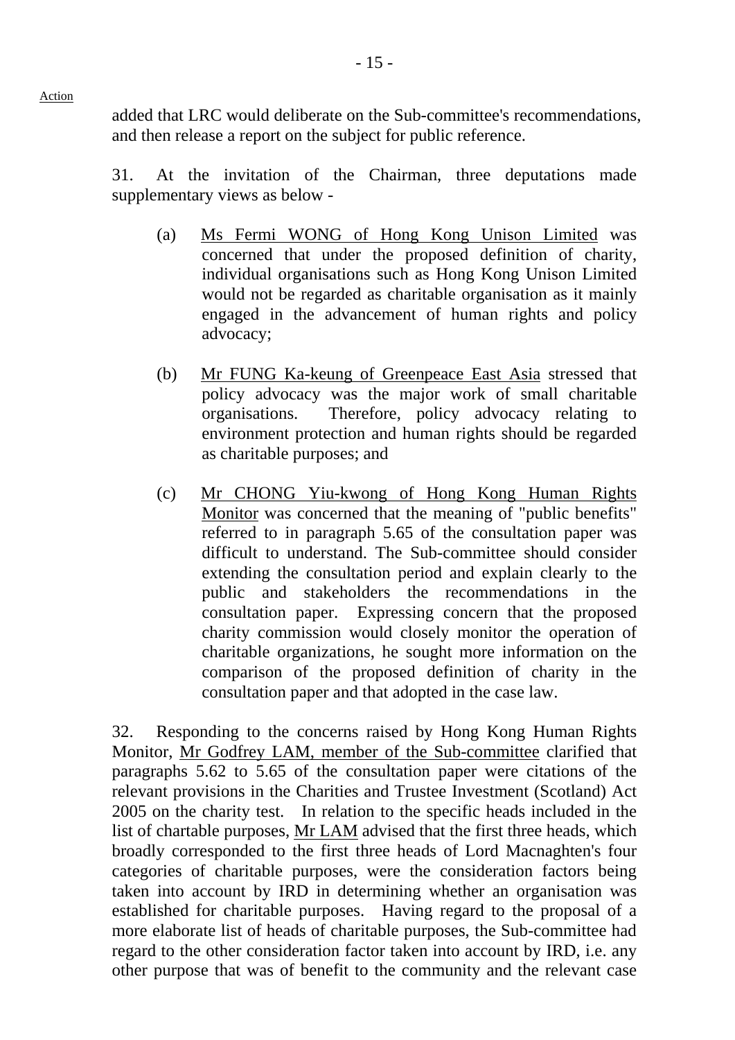Action

added that LRC would deliberate on the Sub-committee's recommendations, and then release a report on the subject for public reference.

31. At the invitation of the Chairman, three deputations made supplementary views as below -

(a) Ms Fermi WONG of Hong Kong Unison Limited was concerned that under the proposed definition of charity, individual organisations such as Hong Kong Unison Limited would not be regarded as charitable organisation as it mainly engaged in the advancement of human rights and policy advocacy;

(b) Mr FUNG Ka-keung of Greenpeace East Asia stressed that policy advocacy was the major work of small charitable organisations. Therefore, policy advocacy relating to environment protection and human rights should be regarded as charitable purposes; and

(c) Mr CHONG Yiu-kwong of Hong Kong Human Rights Monitor was concerned that the meaning of "public benefits" referred to in paragraph 5.65 of the consultation paper was difficult to understand. The Sub-committee should consider extending the consultation period and explain clearly to the public and stakeholders the recommendations in the consultation paper. Expressing concern that the proposed charity commission would closely monitor the operation of charitable organizations, he sought more information on the comparison of the proposed definition of charity in the consultation paper and that adopted in the case law.

32. Responding to the concerns raised by Hong Kong Human Rights Monitor, Mr Godfrey LAM, member of the Sub-committee clarified that paragraphs 5.62 to 5.65 of the consultation paper were citations of the relevant provisions in the Charities and Trustee Investment (Scotland) Act 2005 on the charity test. In relation to the specific heads included in the list of chartable purposes, Mr LAM advised that the first three heads, which broadly corresponded to the first three heads of Lord Macnaghten's four categories of charitable purposes, were the consideration factors being taken into account by IRD in determining whether an organisation was established for charitable purposes. Having regard to the proposal of a more elaborate list of heads of charitable purposes, the Sub-committee had regard to the other consideration factor taken into account by IRD, i.e. any other purpose that was of benefit to the community and the relevant case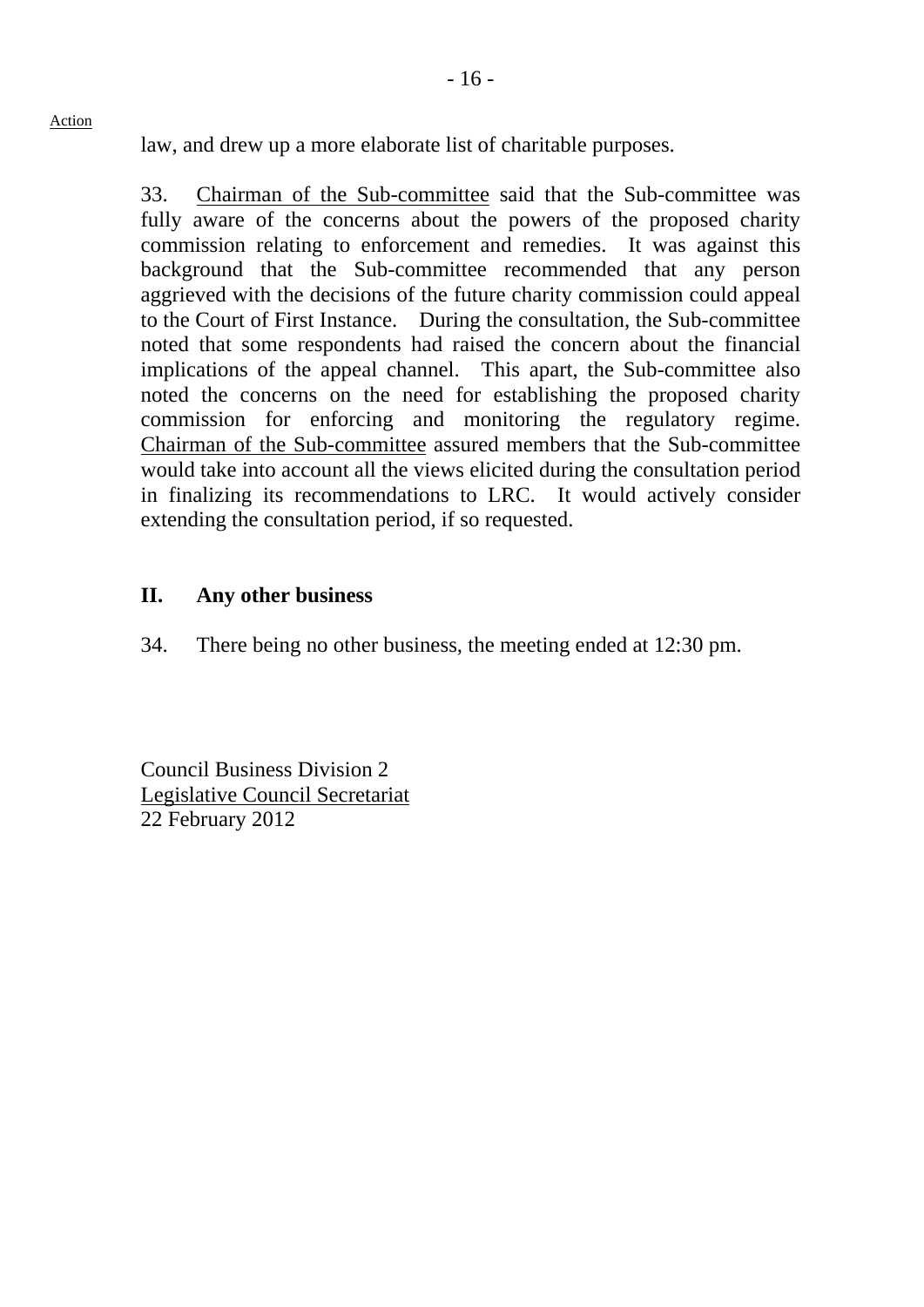Action

law, and drew up a more elaborate list of charitable purposes.

33. Chairman of the Sub-committee said that the Sub-committee was fully aware of the concerns about the powers of the proposed charity commission relating to enforcement and remedies. It was against this background that the Sub-committee recommended that any person aggrieved with the decisions of the future charity commission could appeal to the Court of First Instance. During the consultation, the Sub-committee noted that some respondents had raised the concern about the financial implications of the appeal channel. This apart, the Sub-committee also noted the concerns on the need for establishing the proposed charity commission for enforcing and monitoring the regulatory regime. Chairman of the Sub-committee assured members that the Sub-committee would take into account all the views elicited during the consultation period in finalizing its recommendations to LRC. It would actively consider extending the consultation period, if so requested.

## II. Any other business

34. There being no other business, the meeting ended at 12:30 pm.

Council Business Division 2
Legislative Council Secretariat
22 February 2012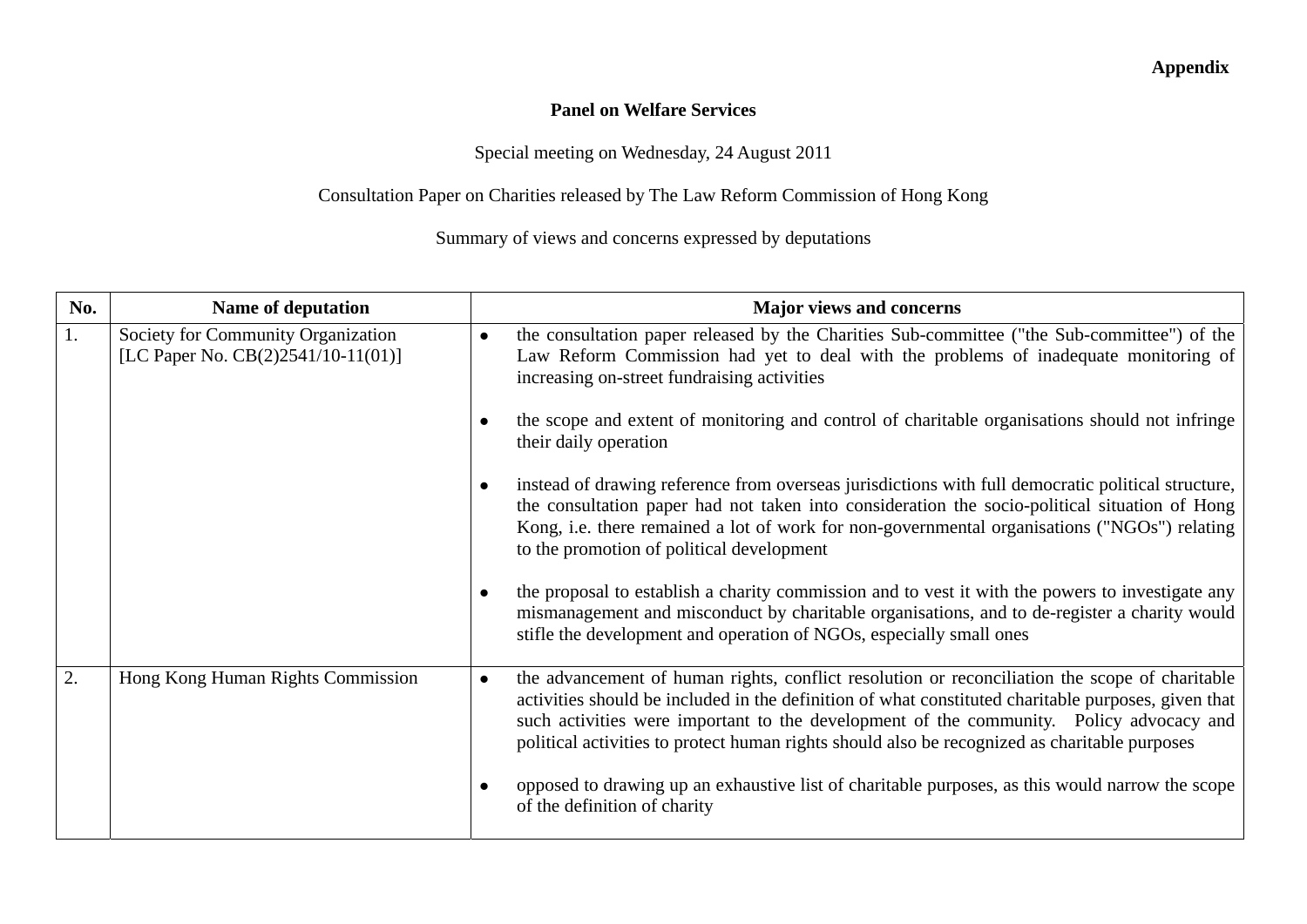**Appendix**

**Panel on Welfare Services**

Special meeting on Wednesday, 24 August 2011

Consultation Paper on Charities released by The Law Reform Commission of Hong Kong

Summary of views and concerns expressed by deputations

| No. | Name of deputation | Major views and concerns |
|---|---|---|
| 1. | Society for Community Organization [LC Paper No. CB(2)2541/10-11(01)] | ● the consultation paper released by the Charities Sub-committee ("the Sub-committee") of the Law Reform Commission had yet to deal with the problems of inadequate monitoring of increasing on-street fundraising activities<br><br>● the scope and extent of monitoring and control of charitable organisations should not infringe their daily operation<br><br>● instead of drawing reference from overseas jurisdictions with full democratic political structure, the consultation paper had not taken into consideration the socio-political situation of Hong Kong, i.e. there remained a lot of work for non-governmental organisations ("NGOs") relating to the promotion of political development<br><br>● the proposal to establish a charity commission and to vest it with the powers to investigate any mismanagement and misconduct by charitable organisations, and to de-register a charity would stifle the development and operation of NGOs, especially small ones |
| 2. | Hong Kong Human Rights Commission | ● the advancement of human rights, conflict resolution or reconciliation the scope of charitable activities should be included in the definition of what constituted charitable purposes, given that such activities were important to the development of the community. Policy advocacy and political activities to protect human rights should also be recognized as charitable purposes<br><br>● opposed to drawing up an exhaustive list of charitable purposes, as this would narrow the scope of the definition of charity |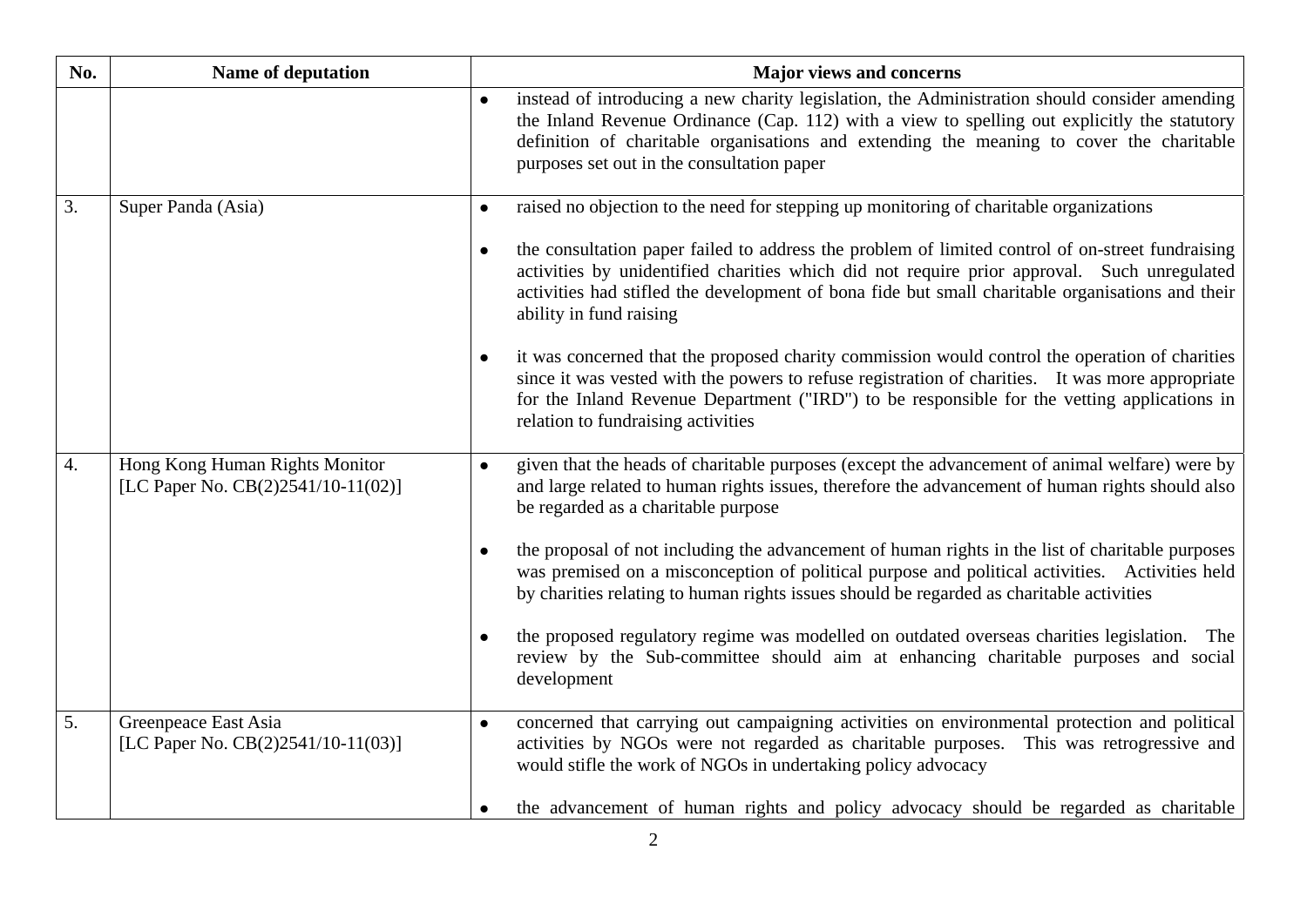| No. | Name of deputation | Major views and concerns |
|---|---|---|
| | | ● instead of introducing a new charity legislation, the Administration should consider amending the Inland Revenue Ordinance (Cap. 112) with a view to spelling out explicitly the statutory definition of charitable organisations and extending the meaning to cover the charitable purposes set out in the consultation paper |
| 3. | Super Panda (Asia) | ● raised no objection to the need for stepping up monitoring of charitable organizations<br><br>● the consultation paper failed to address the problem of limited control of on-street fundraising activities by unidentified charities which did not require prior approval. Such unregulated activities had stifled the development of bona fide but small charitable organisations and their ability in fund raising<br><br>● it was concerned that the proposed charity commission would control the operation of charities since it was vested with the powers to refuse registration of charities. It was more appropriate for the Inland Revenue Department ("IRD") to be responsible for the vetting applications in relation to fundraising activities |
| 4. | Hong Kong Human Rights Monitor [LC Paper No. CB(2)2541/10-11(02)] | ● given that the heads of charitable purposes (except the advancement of animal welfare) were by and large related to human rights issues, therefore the advancement of human rights should also be regarded as a charitable purpose<br><br>● the proposal of not including the advancement of human rights in the list of charitable purposes was premised on a misconception of political purpose and political activities. Activities held by charities relating to human rights issues should be regarded as charitable activities<br><br>● the proposed regulatory regime was modelled on outdated overseas charities legislation. The review by the Sub-committee should aim at enhancing charitable purposes and social development |
| 5. | Greenpeace East Asia [LC Paper No. CB(2)2541/10-11(03)] | ● concerned that carrying out campaigning activities on environmental protection and political activities by NGOs were not regarded as charitable purposes. This was retrogressive and would stifle the work of NGOs in undertaking policy advocacy<br><br>● the advancement of human rights and policy advocacy should be regarded as charitable |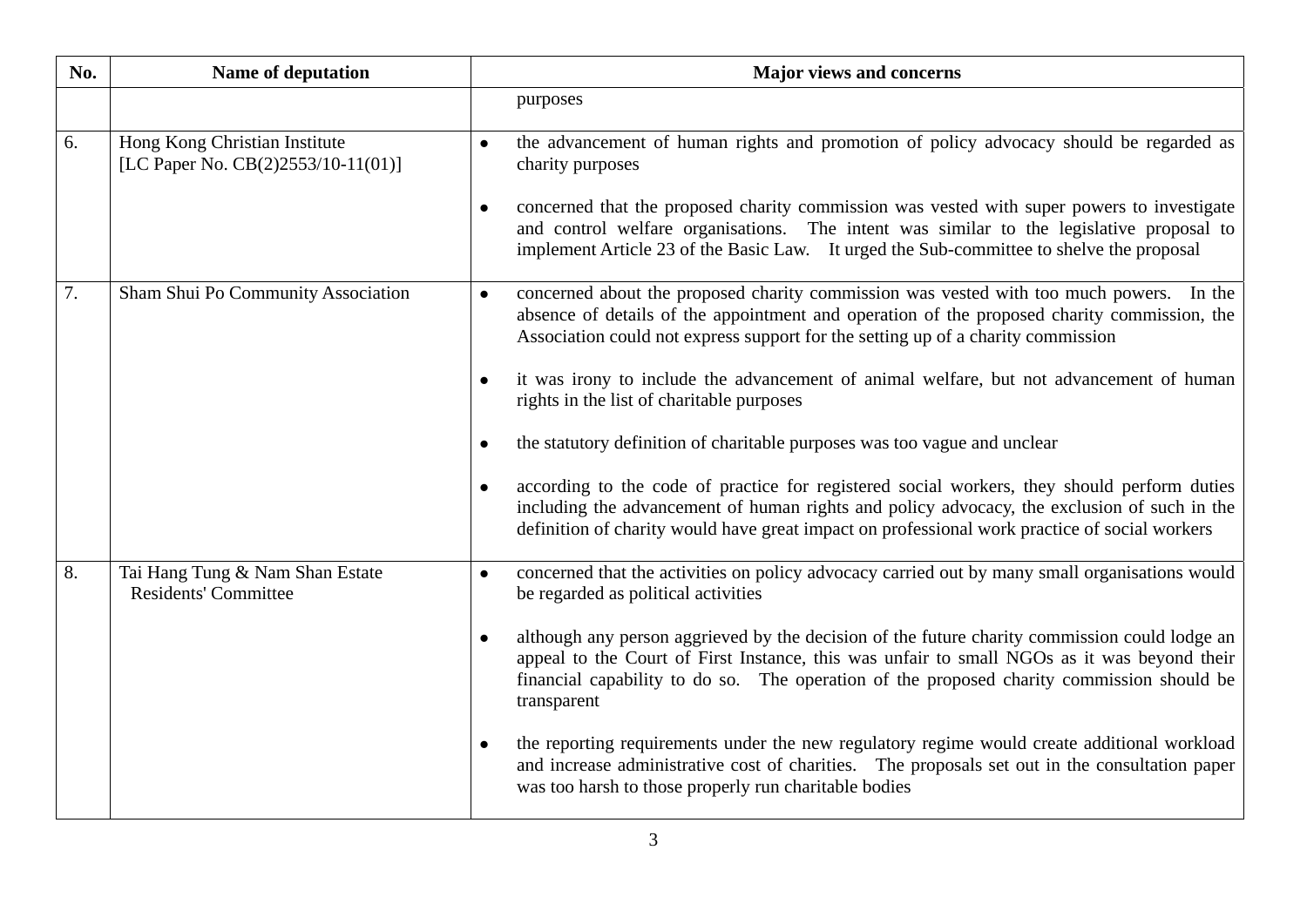| No. | Name of deputation | Major views and concerns |
|---|---|---|
| | | purposes |
| 6. | Hong Kong Christian Institute [LC Paper No. CB(2)2553/10-11(01)] | • the advancement of human rights and promotion of policy advocacy should be regarded as charity purposes<br><br>• concerned that the proposed charity commission was vested with super powers to investigate and control welfare organisations. The intent was similar to the legislative proposal to implement Article 23 of the Basic Law. It urged the Sub-committee to shelve the proposal |
| 7. | Sham Shui Po Community Association | • concerned about the proposed charity commission was vested with too much powers. In the absence of details of the appointment and operation of the proposed charity commission, the Association could not express support for the setting up of a charity commission<br><br>• it was irony to include the advancement of animal welfare, but not advancement of human rights in the list of charitable purposes<br><br>• the statutory definition of charitable purposes was too vague and unclear<br><br>• according to the code of practice for registered social workers, they should perform duties including the advancement of human rights and policy advocacy, the exclusion of such in the definition of charity would have great impact on professional work practice of social workers |
| 8. | Tai Hang Tung & Nam Shan Estate Residents' Committee | • concerned that the activities on policy advocacy carried out by many small organisations would be regarded as political activities<br><br>• although any person aggrieved by the decision of the future charity commission could lodge an appeal to the Court of First Instance, this was unfair to small NGOs as it was beyond their financial capability to do so. The operation of the proposed charity commission should be transparent<br><br>• the reporting requirements under the new regulatory regime would create additional workload and increase administrative cost of charities. The proposals set out in the consultation paper was too harsh to those properly run charitable bodies |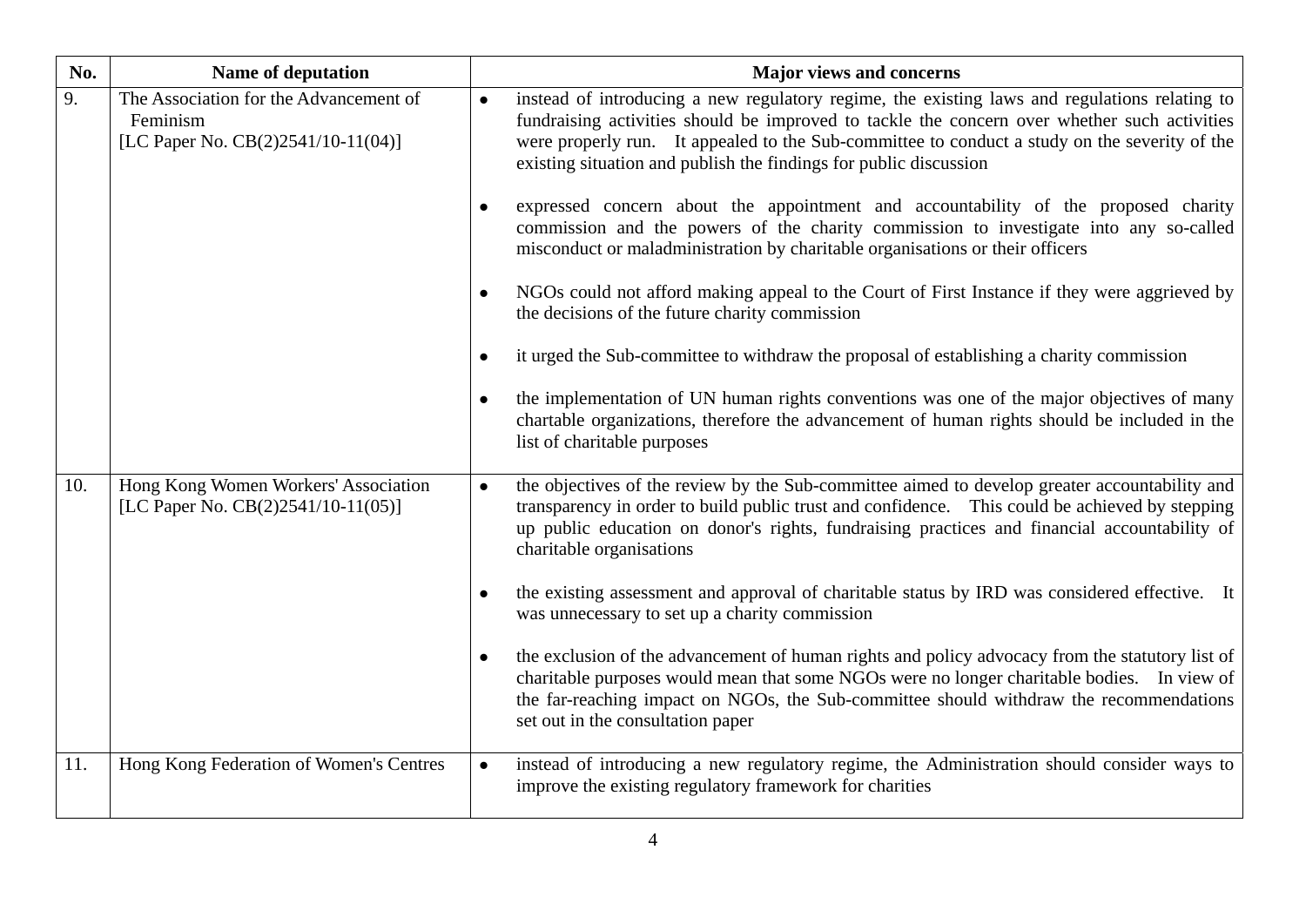| No. | Name of deputation | Major views and concerns |
|---|---|---|
| 9. | The Association for the Advancement of Feminism [LC Paper No. CB(2)2541/10-11(04)] | • instead of introducing a new regulatory regime, the existing laws and regulations relating to fundraising activities should be improved to tackle the concern over whether such activities were properly run. It appealed to the Sub-committee to conduct a study on the severity of the existing situation and publish the findings for public discussion<br><br>• expressed concern about the appointment and accountability of the proposed charity commission and the powers of the charity commission to investigate into any so-called misconduct or maladministration by charitable organisations or their officers<br><br>• NGOs could not afford making appeal to the Court of First Instance if they were aggrieved by the decisions of the future charity commission<br><br>• it urged the Sub-committee to withdraw the proposal of establishing a charity commission<br><br>• the implementation of UN human rights conventions was one of the major objectives of many chartable organizations, therefore the advancement of human rights should be included in the list of charitable purposes |
| 10. | Hong Kong Women Workers' Association [LC Paper No. CB(2)2541/10-11(05)] | • the objectives of the review by the Sub-committee aimed to develop greater accountability and transparency in order to build public trust and confidence. This could be achieved by stepping up public education on donor's rights, fundraising practices and financial accountability of charitable organisations<br><br>• the existing assessment and approval of charitable status by IRD was considered effective. It was unnecessary to set up a charity commission<br><br>• the exclusion of the advancement of human rights and policy advocacy from the statutory list of charitable purposes would mean that some NGOs were no longer charitable bodies. In view of the far-reaching impact on NGOs, the Sub-committee should withdraw the recommendations set out in the consultation paper |
| 11. | Hong Kong Federation of Women's Centres | • instead of introducing a new regulatory regime, the Administration should consider ways to improve the existing regulatory framework for charities |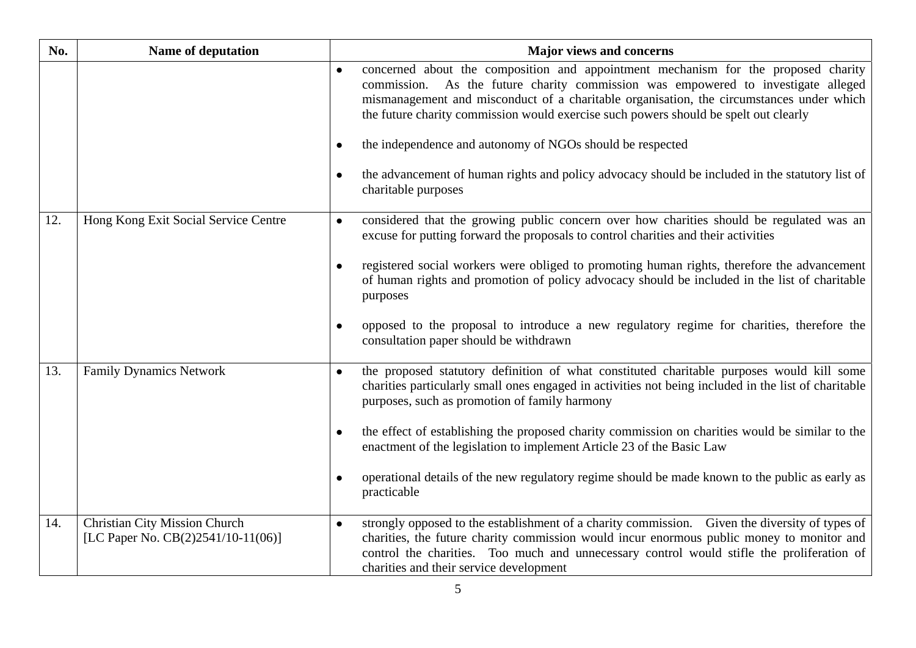| No. | Name of deputation | Major views and concerns |
|---|---|---|
| | | • concerned about the composition and appointment mechanism for the proposed charity commission. As the future charity commission was empowered to investigate alleged mismanagement and misconduct of a charitable organisation, the circumstances under which the future charity commission would exercise such powers should be spelt out clearly<br><br>• the independence and autonomy of NGOs should be respected<br><br>• the advancement of human rights and policy advocacy should be included in the statutory list of charitable purposes |
| 12. | Hong Kong Exit Social Service Centre | • considered that the growing public concern over how charities should be regulated was an excuse for putting forward the proposals to control charities and their activities<br><br>• registered social workers were obliged to promoting human rights, therefore the advancement of human rights and promotion of policy advocacy should be included in the list of charitable purposes<br><br>• opposed to the proposal to introduce a new regulatory regime for charities, therefore the consultation paper should be withdrawn |
| 13. | Family Dynamics Network | • the proposed statutory definition of what constituted charitable purposes would kill some charities particularly small ones engaged in activities not being included in the list of charitable purposes, such as promotion of family harmony<br><br>• the effect of establishing the proposed charity commission on charities would be similar to the enactment of the legislation to implement Article 23 of the Basic Law<br><br>• operational details of the new regulatory regime should be made known to the public as early as practicable |
| 14. | Christian City Mission Church<br>[LC Paper No. CB(2)2541/10-11(06)] | • strongly opposed to the establishment of a charity commission. Given the diversity of types of charities, the future charity commission would incur enormous public money to monitor and control the charities. Too much and unnecessary control would stifle the proliferation of charities and their service development |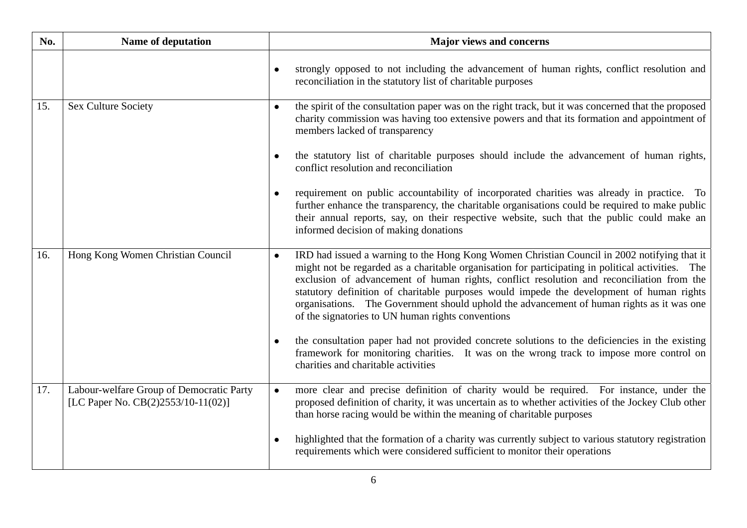| No. | Name of deputation | Major views and concerns |
|---|---|---|
| | | • strongly opposed to not including the advancement of human rights, conflict resolution and reconciliation in the statutory list of charitable purposes |
| 15. | Sex Culture Society | • the spirit of the consultation paper was on the right track, but it was concerned that the proposed charity commission was having too extensive powers and that its formation and appointment of members lacked of transparency<br><br>• the statutory list of charitable purposes should include the advancement of human rights, conflict resolution and reconciliation<br><br>• requirement on public accountability of incorporated charities was already in practice. To further enhance the transparency, the charitable organisations could be required to make public their annual reports, say, on their respective website, such that the public could make an informed decision of making donations |
| 16. | Hong Kong Women Christian Council | • IRD had issued a warning to the Hong Kong Women Christian Council in 2002 notifying that it might not be regarded as a charitable organisation for participating in political activities. The exclusion of advancement of human rights, conflict resolution and reconciliation from the statutory definition of charitable purposes would impede the development of human rights organisations. The Government should uphold the advancement of human rights as it was one of the signatories to UN human rights conventions<br><br>• the consultation paper had not provided concrete solutions to the deficiencies in the existing framework for monitoring charities. It was on the wrong track to impose more control on charities and charitable activities |
| 17. | Labour-welfare Group of Democratic Party [LC Paper No. CB(2)2553/10-11(02)] | • more clear and precise definition of charity would be required. For instance, under the proposed definition of charity, it was uncertain as to whether activities of the Jockey Club other than horse racing would be within the meaning of charitable purposes<br><br>• highlighted that the formation of a charity was currently subject to various statutory registration requirements which were considered sufficient to monitor their operations |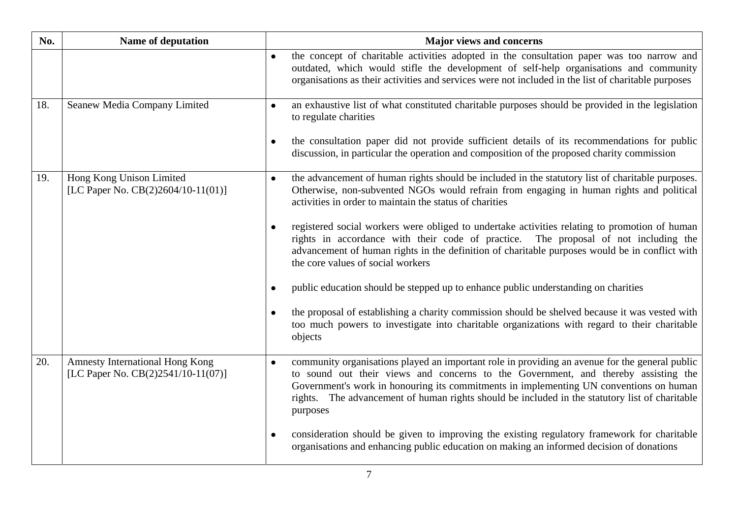| No. | Name of deputation | Major views and concerns |
|---|---|---|
| | | • the concept of charitable activities adopted in the consultation paper was too narrow and outdated, which would stifle the development of self-help organisations and community organisations as their activities and services were not included in the list of charitable purposes |
| 18. | Seanew Media Company Limited | • an exhaustive list of what constituted charitable purposes should be provided in the legislation to regulate charities<br><br>• the consultation paper did not provide sufficient details of its recommendations for public discussion, in particular the operation and composition of the proposed charity commission |
| 19. | Hong Kong Unison Limited [LC Paper No. CB(2)2604/10-11(01)] | • the advancement of human rights should be included in the statutory list of charitable purposes. Otherwise, non-subvented NGOs would refrain from engaging in human rights and political activities in order to maintain the status of charities<br><br>• registered social workers were obliged to undertake activities relating to promotion of human rights in accordance with their code of practice. The proposal of not including the advancement of human rights in the definition of charitable purposes would be in conflict with the core values of social workers<br><br>• public education should be stepped up to enhance public understanding on charities<br><br>• the proposal of establishing a charity commission should be shelved because it was vested with too much powers to investigate into charitable organizations with regard to their charitable objects |
| 20. | Amnesty International Hong Kong [LC Paper No. CB(2)2541/10-11(07)] | • community organisations played an important role in providing an avenue for the general public to sound out their views and concerns to the Government, and thereby assisting the Government's work in honouring its commitments in implementing UN conventions on human rights. The advancement of human rights should be included in the statutory list of charitable purposes<br><br>• consideration should be given to improving the existing regulatory framework for charitable organisations and enhancing public education on making an informed decision of donations |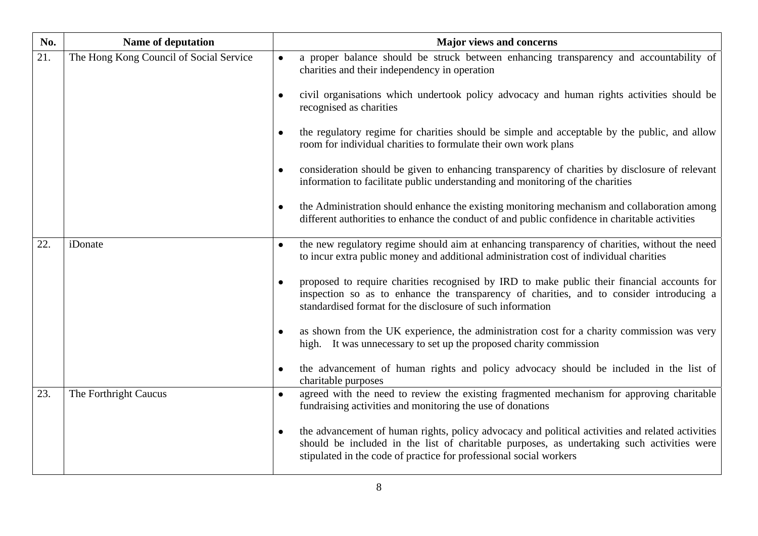| No. | Name of deputation | Major views and concerns |
|---|---|---|
| 21. | The Hong Kong Council of Social Service | • a proper balance should be struck between enhancing transparency and accountability of charities and their independency in operation<br><br>• civil organisations which undertook policy advocacy and human rights activities should be recognised as charities<br><br>• the regulatory regime for charities should be simple and acceptable by the public, and allow room for individual charities to formulate their own work plans<br><br>• consideration should be given to enhancing transparency of charities by disclosure of relevant information to facilitate public understanding and monitoring of the charities<br><br>• the Administration should enhance the existing monitoring mechanism and collaboration among different authorities to enhance the conduct of and public confidence in charitable activities |
| 22. | iDonate | • the new regulatory regime should aim at enhancing transparency of charities, without the need to incur extra public money and additional administration cost of individual charities<br><br>• proposed to require charities recognised by IRD to make public their financial accounts for inspection so as to enhance the transparency of charities, and to consider introducing a standardised format for the disclosure of such information<br><br>• as shown from the UK experience, the administration cost for a charity commission was very high. It was unnecessary to set up the proposed charity commission<br><br>• the advancement of human rights and policy advocacy should be included in the list of charitable purposes |
| 23. | The Forthright Caucus | • agreed with the need to review the existing fragmented mechanism for approving charitable fundraising activities and monitoring the use of donations<br><br>• the advancement of human rights, policy advocacy and political activities and related activities should be included in the list of charitable purposes, as undertaking such activities were stipulated in the code of practice for professional social workers |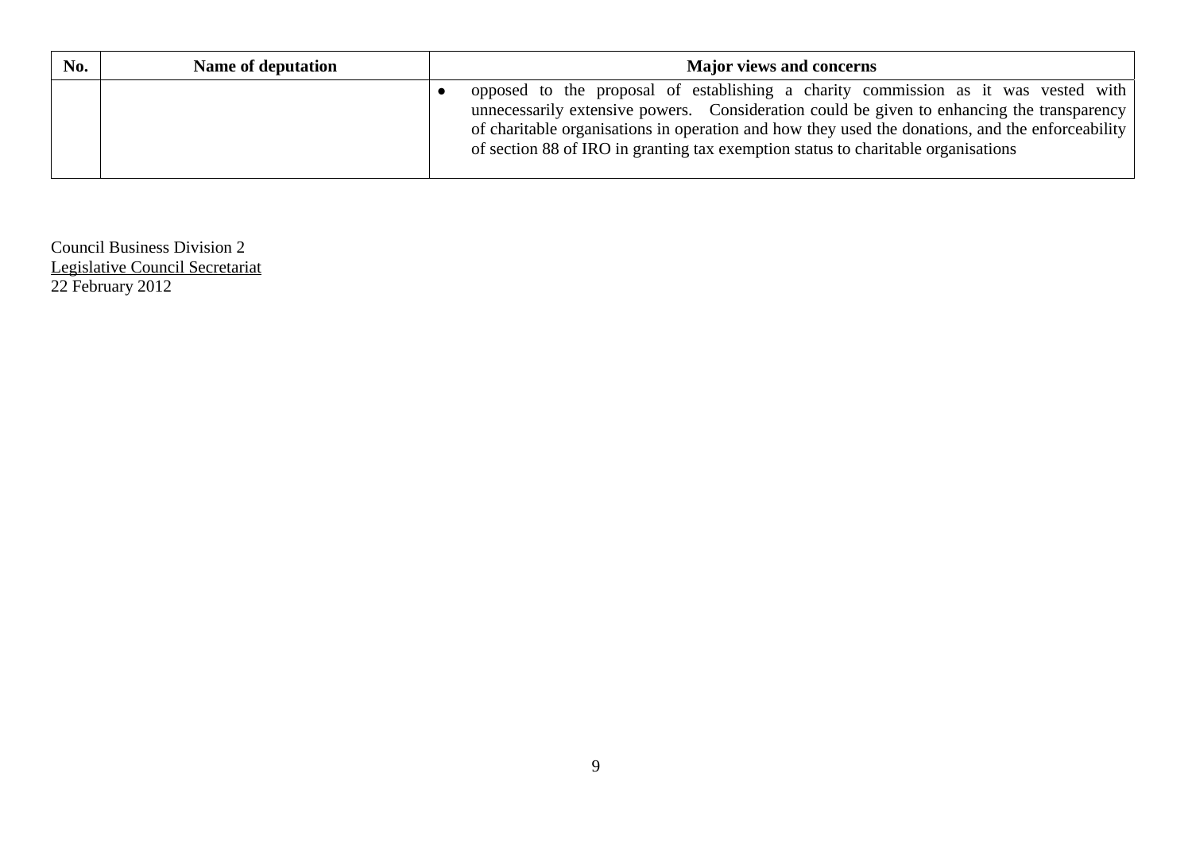| No. | Name of deputation | Major views and concerns |
| --- | --- | --- |
| | | • opposed to the proposal of establishing a charity commission as it was vested with unnecessarily extensive powers. Consideration could be given to enhancing the transparency of charitable organisations in operation and how they used the donations, and the enforceability of section 88 of IRO in granting tax exemption status to charitable organisations |

Council Business Division 2
Legislative Council Secretariat
22 February 2012